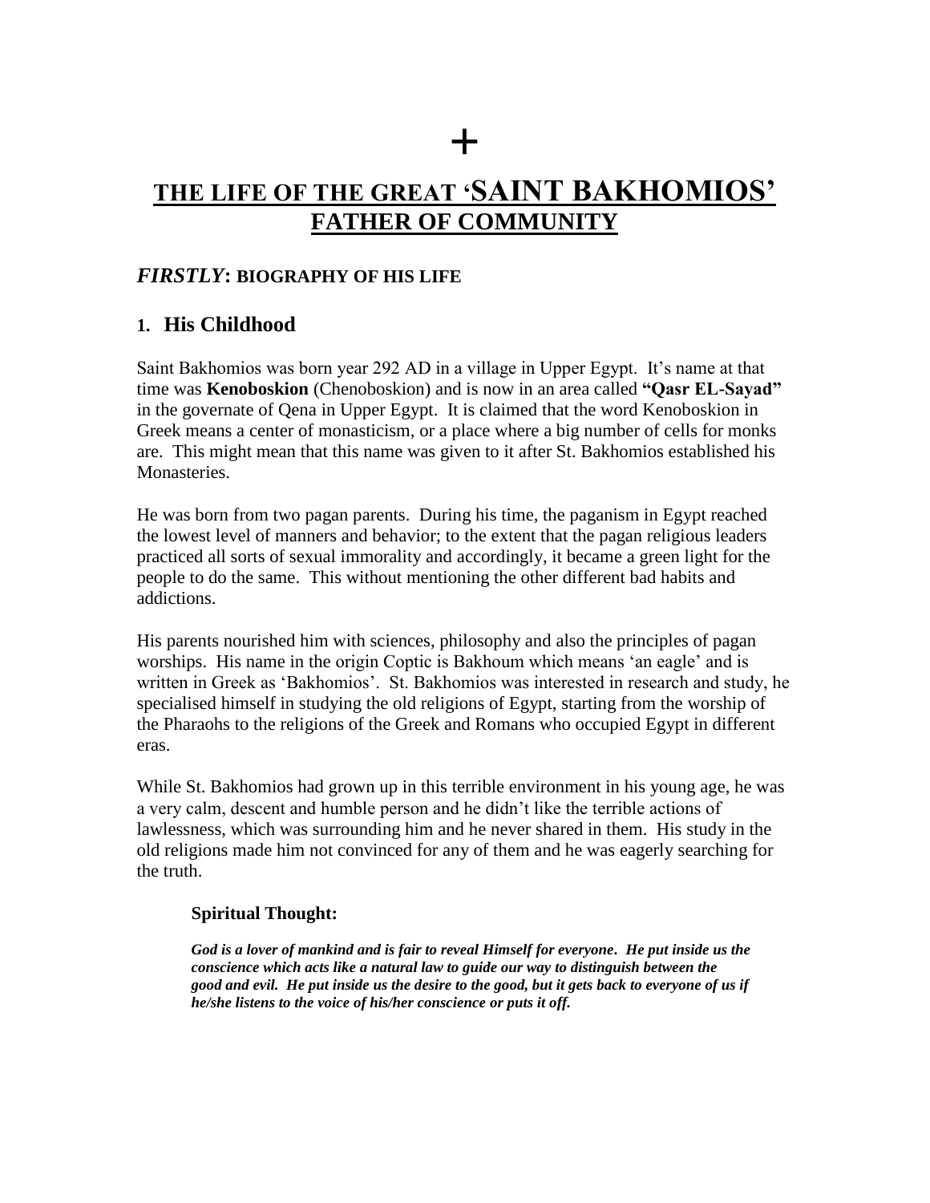+

# THE LIFE OF THE GREAT 'SAINT BAKHOMIOS' FATHER OF COMMUNITY

## *FIRSTLY*: BIOGRAPHY OF HIS LIFE

### 1. His Childhood

Saint Bakhomios was born year 292 AD in a village in Upper Egypt. It's name at that time was **Kenoboskion** (Chenoboskion) and is now in an area called **"Qasr EL-Sayad"** in the governate of Qena in Upper Egypt. It is claimed that the word Kenoboskion in Greek means a center of monasticism, or a place where a big number of cells for monks are. This might mean that this name was given to it after St. Bakhomios established his Monasteries.

He was born from two pagan parents. During his time, the paganism in Egypt reached the lowest level of manners and behavior; to the extent that the pagan religious leaders practiced all sorts of sexual immorality and accordingly, it became a green light for the people to do the same. This without mentioning the other different bad habits and addictions.

His parents nourished him with sciences, philosophy and also the principles of pagan worships. His name in the origin Coptic is Bakhoum which means 'an eagle' and is written in Greek as 'Bakhomios'. St. Bakhomios was interested in research and study, he specialised himself in studying the old religions of Egypt, starting from the worship of the Pharaohs to the religions of the Greek and Romans who occupied Egypt in different eras.

While St. Bakhomios had grown up in this terrible environment in his young age, he was a very calm, descent and humble person and he didn't like the terrible actions of lawlessness, which was surrounding him and he never shared in them. His study in the old religions made him not convinced for any of them and he was eagerly searching for the truth.

**Spiritual Thought:**

***God is a lover of mankind and is fair to reveal Himself for everyone. He put inside us the conscience which acts like a natural law to guide our way to distinguish between the good and evil. He put inside us the desire to the good, but it gets back to everyone of us if he/she listens to the voice of his/her conscience or puts it off.***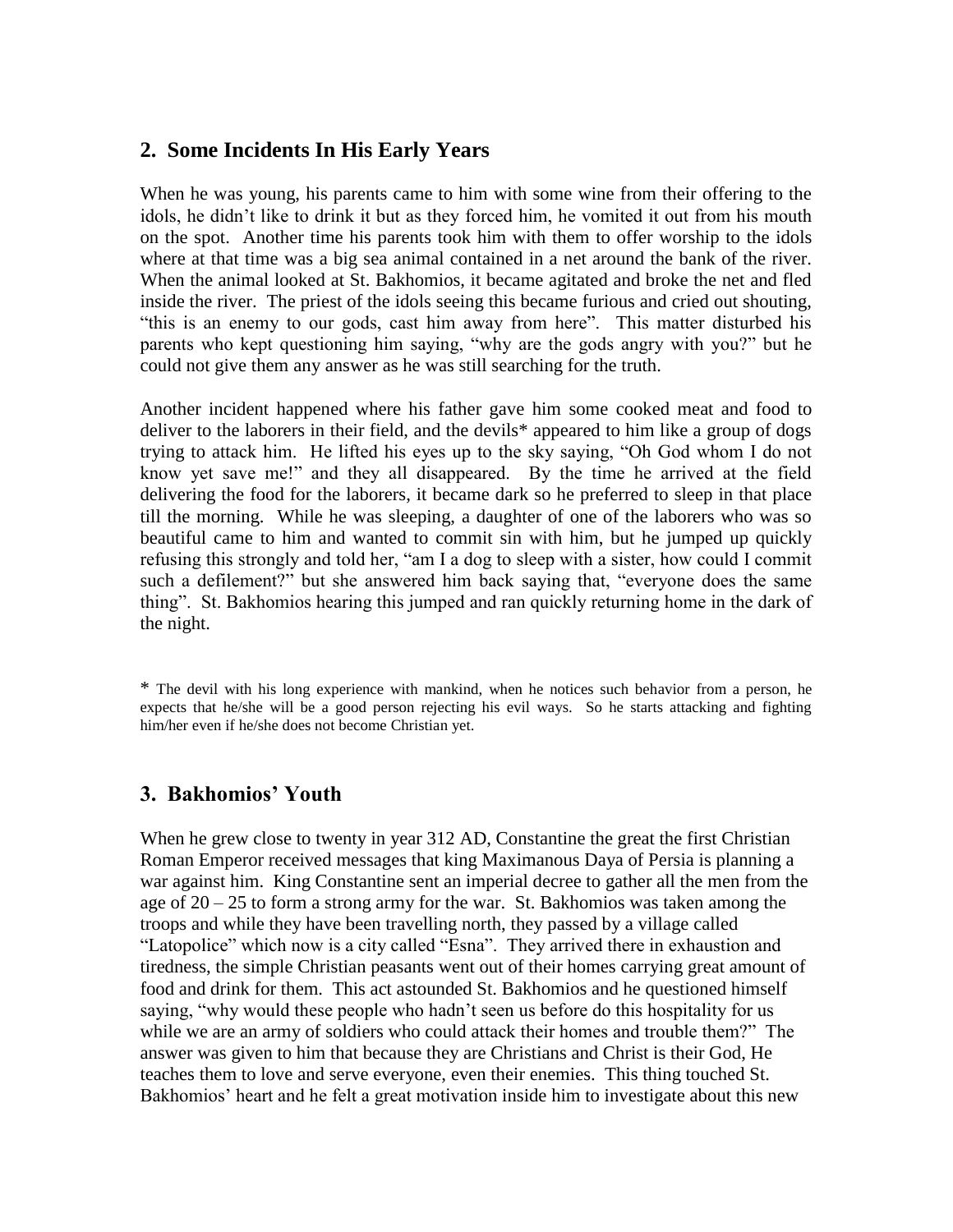## 2. Some Incidents In His Early Years

When he was young, his parents came to him with some wine from their offering to the idols, he didn't like to drink it but as they forced him, he vomited it out from his mouth on the spot. Another time his parents took him with them to offer worship to the idols where at that time was a big sea animal contained in a net around the bank of the river. When the animal looked at St. Bakhomios, it became agitated and broke the net and fled inside the river. The priest of the idols seeing this became furious and cried out shouting, "this is an enemy to our gods, cast him away from here". This matter disturbed his parents who kept questioning him saying, "why are the gods angry with you?" but he could not give them any answer as he was still searching for the truth.

Another incident happened where his father gave him some cooked meat and food to deliver to the laborers in their field, and the devils* appeared to him like a group of dogs trying to attack him. He lifted his eyes up to the sky saying, "Oh God whom I do not know yet save me!" and they all disappeared. By the time he arrived at the field delivering the food for the laborers, it became dark so he preferred to sleep in that place till the morning. While he was sleeping, a daughter of one of the laborers who was so beautiful came to him and wanted to commit sin with him, but he jumped up quickly refusing this strongly and told her, "am I a dog to sleep with a sister, how could I commit such a defilement?" but she answered him back saying that, "everyone does the same thing". St. Bakhomios hearing this jumped and ran quickly returning home in the dark of the night.

* The devil with his long experience with mankind, when he notices such behavior from a person, he expects that he/she will be a good person rejecting his evil ways. So he starts attacking and fighting him/her even if he/she does not become Christian yet.

## 3. Bakhomios' Youth

When he grew close to twenty in year 312 AD, Constantine the great the first Christian Roman Emperor received messages that king Maximanous Daya of Persia is planning a war against him. King Constantine sent an imperial decree to gather all the men from the age of 20 – 25 to form a strong army for the war. St. Bakhomios was taken among the troops and while they have been travelling north, they passed by a village called "Latopolice" which now is a city called "Esna". They arrived there in exhaustion and tiredness, the simple Christian peasants went out of their homes carrying great amount of food and drink for them. This act astounded St. Bakhomios and he questioned himself saying, "why would these people who hadn't seen us before do this hospitality for us while we are an army of soldiers who could attack their homes and trouble them?" The answer was given to him that because they are Christians and Christ is their God, He teaches them to love and serve everyone, even their enemies. This thing touched St. Bakhomios' heart and he felt a great motivation inside him to investigate about this new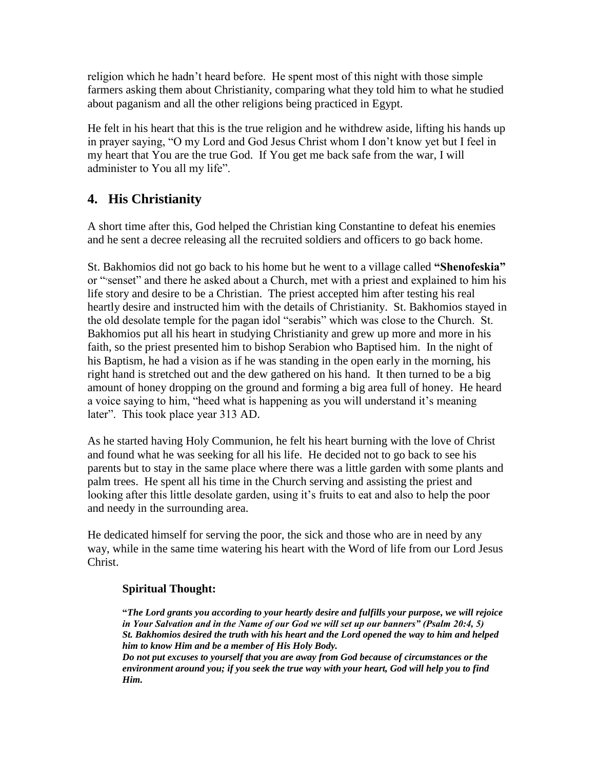religion which he hadn't heard before. He spent most of this night with those simple farmers asking them about Christianity, comparing what they told him to what he studied about paganism and all the other religions being practiced in Egypt.

He felt in his heart that this is the true religion and he withdrew aside, lifting his hands up in prayer saying, "O my Lord and God Jesus Christ whom I don't know yet but I feel in my heart that You are the true God. If You get me back safe from the war, I will administer to You all my life".

## 4. His Christianity

A short time after this, God helped the Christian king Constantine to defeat his enemies and he sent a decree releasing all the recruited soldiers and officers to go back home.

St. Bakhomios did not go back to his home but he went to a village called **"Shenofeskia"** or "senset" and there he asked about a Church, met with a priest and explained to him his life story and desire to be a Christian. The priest accepted him after testing his real heartly desire and instructed him with the details of Christianity. St. Bakhomios stayed in the old desolate temple for the pagan idol "serabis" which was close to the Church. St. Bakhomios put all his heart in studying Christianity and grew up more and more in his faith, so the priest presented him to bishop Serabion who Baptised him. In the night of his Baptism, he had a vision as if he was standing in the open early in the morning, his right hand is stretched out and the dew gathered on his hand. It then turned to be a big amount of honey dropping on the ground and forming a big area full of honey. He heard a voice saying to him, "heed what is happening as you will understand it's meaning later". This took place year 313 AD.

As he started having Holy Communion, he felt his heart burning with the love of Christ and found what he was seeking for all his life. He decided not to go back to see his parents but to stay in the same place where there was a little garden with some plants and palm trees. He spent all his time in the Church serving and assisting the priest and looking after this little desolate garden, using it's fruits to eat and also to help the poor and needy in the surrounding area.

He dedicated himself for serving the poor, the sick and those who are in need by any way, while in the same time watering his heart with the Word of life from our Lord Jesus Christ.

### Spiritual Thought:

**"*The Lord grants you according to your heartly desire and fulfills your purpose, we will rejoice in Your Salvation and in the Name of our God we will set up our banners" (Psalm 20:4, 5)*
*St. Bakhomios desired the truth with his heart and the Lord opened the way to him and helped him to know Him and be a member of His Holy Body.*
*Do not put excuses to yourself that you are away from God because of circumstances or the environment around you; if you seek the true way with your heart, God will help you to find Him.***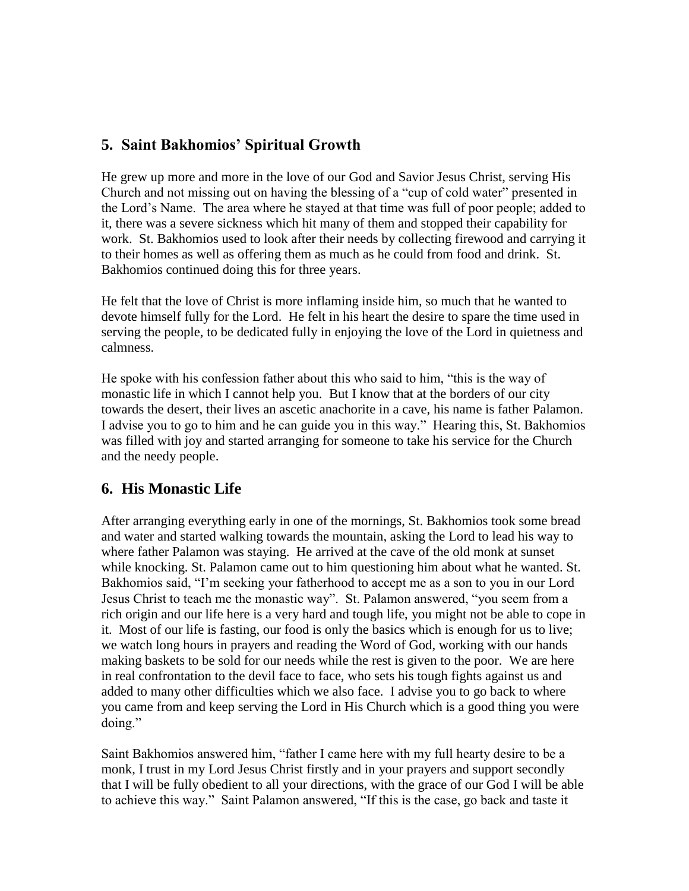## 5. Saint Bakhomios' Spiritual Growth

He grew up more and more in the love of our God and Savior Jesus Christ, serving His Church and not missing out on having the blessing of a "cup of cold water" presented in the Lord's Name. The area where he stayed at that time was full of poor people; added to it, there was a severe sickness which hit many of them and stopped their capability for work. St. Bakhomios used to look after their needs by collecting firewood and carrying it to their homes as well as offering them as much as he could from food and drink. St. Bakhomios continued doing this for three years.

He felt that the love of Christ is more inflaming inside him, so much that he wanted to devote himself fully for the Lord. He felt in his heart the desire to spare the time used in serving the people, to be dedicated fully in enjoying the love of the Lord in quietness and calmness.

He spoke with his confession father about this who said to him, "this is the way of monastic life in which I cannot help you. But I know that at the borders of our city towards the desert, their lives an ascetic anachorite in a cave, his name is father Palamon. I advise you to go to him and he can guide you in this way." Hearing this, St. Bakhomios was filled with joy and started arranging for someone to take his service for the Church and the needy people.

## 6. His Monastic Life

After arranging everything early in one of the mornings, St. Bakhomios took some bread and water and started walking towards the mountain, asking the Lord to lead his way to where father Palamon was staying. He arrived at the cave of the old monk at sunset while knocking. St. Palamon came out to him questioning him about what he wanted. St. Bakhomios said, "I'm seeking your fatherhood to accept me as a son to you in our Lord Jesus Christ to teach me the monastic way". St. Palamon answered, "you seem from a rich origin and our life here is a very hard and tough life, you might not be able to cope in it. Most of our life is fasting, our food is only the basics which is enough for us to live; we watch long hours in prayers and reading the Word of God, working with our hands making baskets to be sold for our needs while the rest is given to the poor. We are here in real confrontation to the devil face to face, who sets his tough fights against us and added to many other difficulties which we also face. I advise you to go back to where you came from and keep serving the Lord in His Church which is a good thing you were doing."

Saint Bakhomios answered him, "father I came here with my full hearty desire to be a monk, I trust in my Lord Jesus Christ firstly and in your prayers and support secondly that I will be fully obedient to all your directions, with the grace of our God I will be able to achieve this way." Saint Palamon answered, "If this is the case, go back and taste it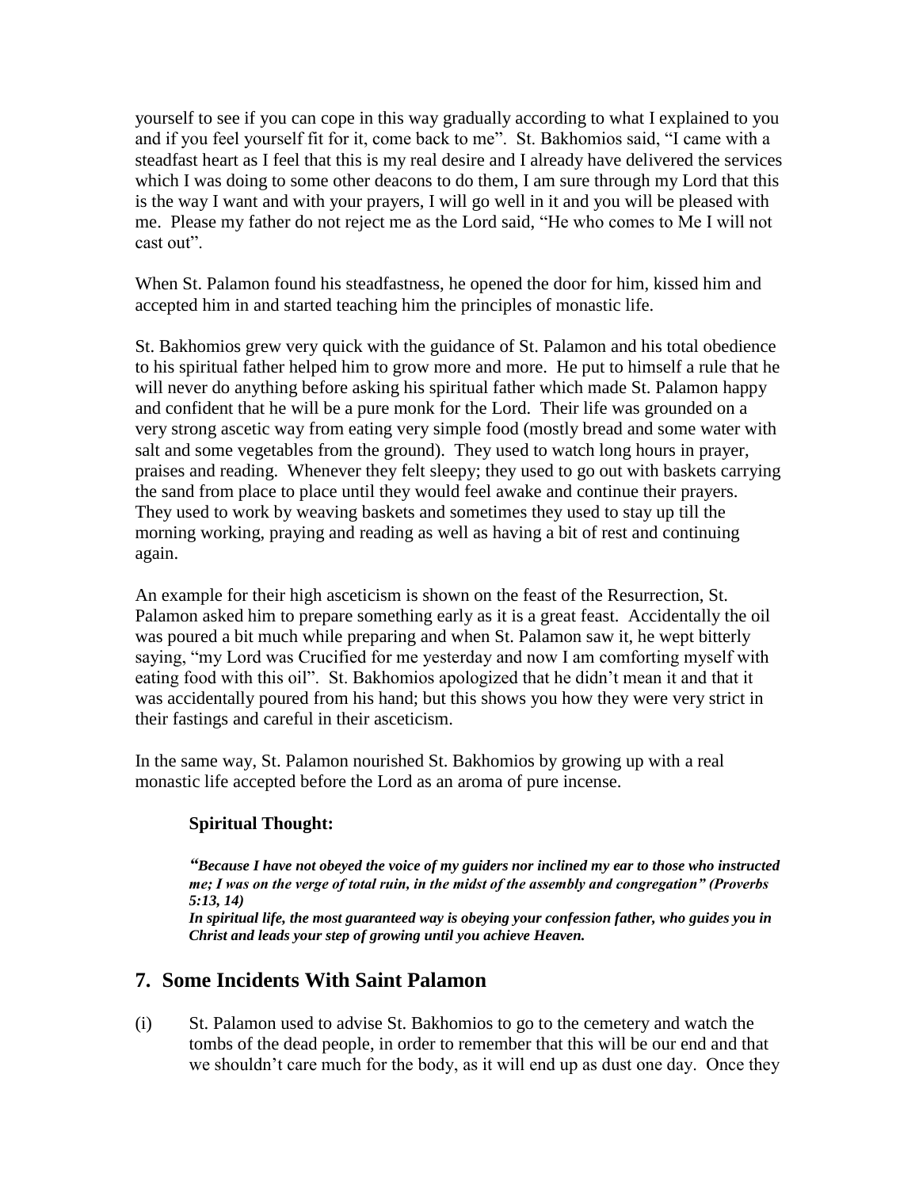yourself to see if you can cope in this way gradually according to what I explained to you and if you feel yourself fit for it, come back to me". St. Bakhomios said, "I came with a steadfast heart as I feel that this is my real desire and I already have delivered the services which I was doing to some other deacons to do them, I am sure through my Lord that this is the way I want and with your prayers, I will go well in it and you will be pleased with me. Please my father do not reject me as the Lord said, "He who comes to Me I will not cast out".

When St. Palamon found his steadfastness, he opened the door for him, kissed him and accepted him in and started teaching him the principles of monastic life.

St. Bakhomios grew very quick with the guidance of St. Palamon and his total obedience to his spiritual father helped him to grow more and more. He put to himself a rule that he will never do anything before asking his spiritual father which made St. Palamon happy and confident that he will be a pure monk for the Lord. Their life was grounded on a very strong ascetic way from eating very simple food (mostly bread and some water with salt and some vegetables from the ground). They used to watch long hours in prayer, praises and reading. Whenever they felt sleepy; they used to go out with baskets carrying the sand from place to place until they would feel awake and continue their prayers. They used to work by weaving baskets and sometimes they used to stay up till the morning working, praying and reading as well as having a bit of rest and continuing again.

An example for their high asceticism is shown on the feast of the Resurrection, St. Palamon asked him to prepare something early as it is a great feast. Accidentally the oil was poured a bit much while preparing and when St. Palamon saw it, he wept bitterly saying, "my Lord was Crucified for me yesterday and now I am comforting myself with eating food with this oil". St. Bakhomios apologized that he didn't mean it and that it was accidentally poured from his hand; but this shows you how they were very strict in their fastings and careful in their asceticism.

In the same way, St. Palamon nourished St. Bakhomios by growing up with a real monastic life accepted before the Lord as an aroma of pure incense.

**Spiritual Thought:**

***"Because I have not obeyed the voice of my guiders nor inclined my ear to those who instructed me; I was on the verge of total ruin, in the midst of the assembly and congregation" (Proverbs 5:13, 14)***
***In spiritual life, the most guaranteed way is obeying your confession father, who guides you in Christ and leads your step of growing until you achieve Heaven.***

## 7. Some Incidents With Saint Palamon

(i) St. Palamon used to advise St. Bakhomios to go to the cemetery and watch the tombs of the dead people, in order to remember that this will be our end and that we shouldn't care much for the body, as it will end up as dust one day. Once they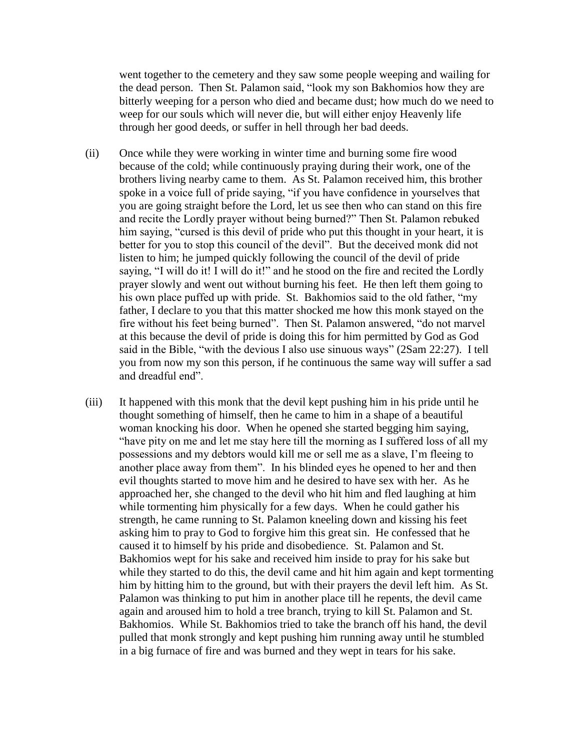went together to the cemetery and they saw some people weeping and wailing for the dead person. Then St. Palamon said, "look my son Bakhomios how they are bitterly weeping for a person who died and became dust; how much do we need to weep for our souls which will never die, but will either enjoy Heavenly life through her good deeds, or suffer in hell through her bad deeds.

(ii) Once while they were working in winter time and burning some fire wood because of the cold; while continuously praying during their work, one of the brothers living nearby came to them. As St. Palamon received him, this brother spoke in a voice full of pride saying, "if you have confidence in yourselves that you are going straight before the Lord, let us see then who can stand on this fire and recite the Lordly prayer without being burned?" Then St. Palamon rebuked him saying, "cursed is this devil of pride who put this thought in your heart, it is better for you to stop this council of the devil". But the deceived monk did not listen to him; he jumped quickly following the council of the devil of pride saying, "I will do it! I will do it!" and he stood on the fire and recited the Lordly prayer slowly and went out without burning his feet. He then left them going to his own place puffed up with pride. St. Bakhomios said to the old father, "my father, I declare to you that this matter shocked me how this monk stayed on the fire without his feet being burned". Then St. Palamon answered, "do not marvel at this because the devil of pride is doing this for him permitted by God as God said in the Bible, "with the devious I also use sinuous ways" (2Sam 22:27). I tell you from now my son this person, if he continuous the same way will suffer a sad and dreadful end".

(iii) It happened with this monk that the devil kept pushing him in his pride until he thought something of himself, then he came to him in a shape of a beautiful woman knocking his door. When he opened she started begging him saying, "have pity on me and let me stay here till the morning as I suffered loss of all my possessions and my debtors would kill me or sell me as a slave, I'm fleeing to another place away from them". In his blinded eyes he opened to her and then evil thoughts started to move him and he desired to have sex with her. As he approached her, she changed to the devil who hit him and fled laughing at him while tormenting him physically for a few days. When he could gather his strength, he came running to St. Palamon kneeling down and kissing his feet asking him to pray to God to forgive him this great sin. He confessed that he caused it to himself by his pride and disobedience. St. Palamon and St. Bakhomios wept for his sake and received him inside to pray for his sake but while they started to do this, the devil came and hit him again and kept tormenting him by hitting him to the ground, but with their prayers the devil left him. As St. Palamon was thinking to put him in another place till he repents, the devil came again and aroused him to hold a tree branch, trying to kill St. Palamon and St. Bakhomios. While St. Bakhomios tried to take the branch off his hand, the devil pulled that monk strongly and kept pushing him running away until he stumbled in a big furnace of fire and was burned and they wept in tears for his sake.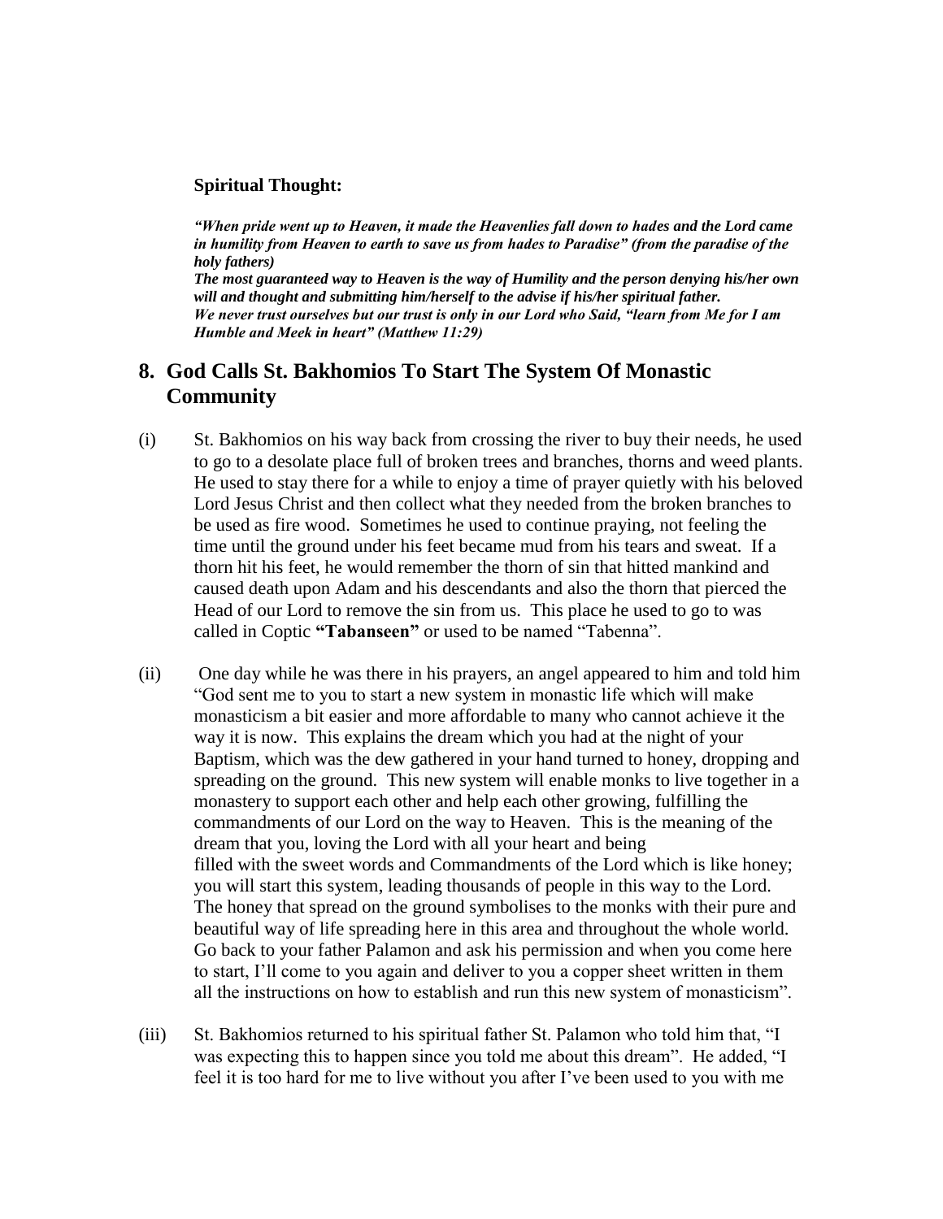**Spiritual Thought:**

***"When pride went up to Heaven, it made the Heavenlies fall down to hades and the Lord came in humility from Heaven to earth to save us from hades to Paradise" (from the paradise of the holy fathers)***
***The most guaranteed way to Heaven is the way of Humility and the person denying his/her own will and thought and submitting him/herself to the advise if his/her spiritual father.***
***We never trust ourselves but our trust is only in our Lord who Said, "learn from Me for I am Humble and Meek in heart" (Matthew 11:29)***

## 8. God Calls St. Bakhomios To Start The System Of Monastic Community

(i) St. Bakhomios on his way back from crossing the river to buy their needs, he used to go to a desolate place full of broken trees and branches, thorns and weed plants. He used to stay there for a while to enjoy a time of prayer quietly with his beloved Lord Jesus Christ and then collect what they needed from the broken branches to be used as fire wood. Sometimes he used to continue praying, not feeling the time until the ground under his feet became mud from his tears and sweat. If a thorn hit his feet, he would remember the thorn of sin that hitted mankind and caused death upon Adam and his descendants and also the thorn that pierced the Head of our Lord to remove the sin from us. This place he used to go to was called in Coptic **"Tabanseen"** or used to be named "Tabenna".

(ii) One day while he was there in his prayers, an angel appeared to him and told him "God sent me to you to start a new system in monastic life which will make monasticism a bit easier and more affordable to many who cannot achieve it the way it is now. This explains the dream which you had at the night of your Baptism, which was the dew gathered in your hand turned to honey, dropping and spreading on the ground. This new system will enable monks to live together in a monastery to support each other and help each other growing, fulfilling the commandments of our Lord on the way to Heaven. This is the meaning of the dream that you, loving the Lord with all your heart and being filled with the sweet words and Commandments of the Lord which is like honey; you will start this system, leading thousands of people in this way to the Lord. The honey that spread on the ground symbolises to the monks with their pure and beautiful way of life spreading here in this area and throughout the whole world. Go back to your father Palamon and ask his permission and when you come here to start, I'll come to you again and deliver to you a copper sheet written in them all the instructions on how to establish and run this new system of monasticism".

(iii) St. Bakhomios returned to his spiritual father St. Palamon who told him that, "I was expecting this to happen since you told me about this dream". He added, "I feel it is too hard for me to live without you after I've been used to you with me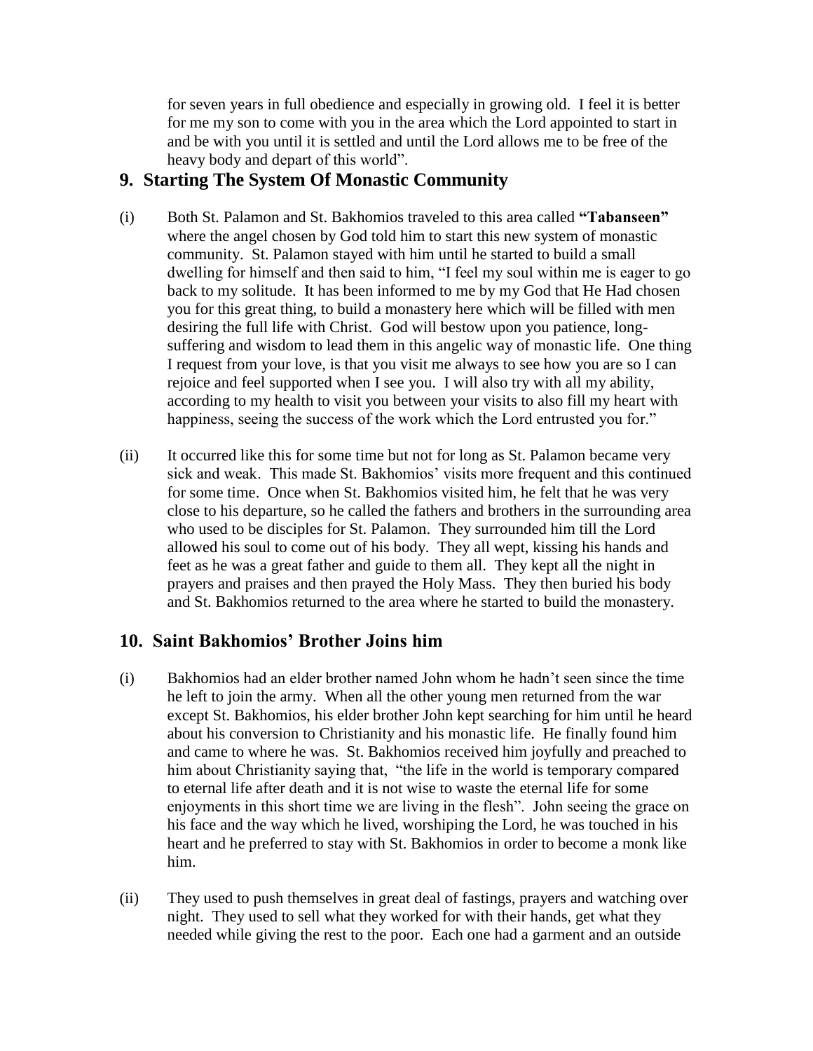for seven years in full obedience and especially in growing old. I feel it is better for me my son to come with you in the area which the Lord appointed to start in and be with you until it is settled and until the Lord allows me to be free of the heavy body and depart of this world".

## 9. Starting The System Of Monastic Community

(i) Both St. Palamon and St. Bakhomios traveled to this area called **"Tabanseen"** where the angel chosen by God told him to start this new system of monastic community. St. Palamon stayed with him until he started to build a small dwelling for himself and then said to him, "I feel my soul within me is eager to go back to my solitude. It has been informed to me by my God that He Had chosen you for this great thing, to build a monastery here which will be filled with men desiring the full life with Christ. God will bestow upon you patience, long-suffering and wisdom to lead them in this angelic way of monastic life. One thing I request from your love, is that you visit me always to see how you are so I can rejoice and feel supported when I see you. I will also try with all my ability, according to my health to visit you between your visits to also fill my heart with happiness, seeing the success of the work which the Lord entrusted you for."

(ii) It occurred like this for some time but not for long as St. Palamon became very sick and weak. This made St. Bakhomios' visits more frequent and this continued for some time. Once when St. Bakhomios visited him, he felt that he was very close to his departure, so he called the fathers and brothers in the surrounding area who used to be disciples for St. Palamon. They surrounded him till the Lord allowed his soul to come out of his body. They all wept, kissing his hands and feet as he was a great father and guide to them all. They kept all the night in prayers and praises and then prayed the Holy Mass. They then buried his body and St. Bakhomios returned to the area where he started to build the monastery.

## 10. Saint Bakhomios' Brother Joins him

(i) Bakhomios had an elder brother named John whom he hadn't seen since the time he left to join the army. When all the other young men returned from the war except St. Bakhomios, his elder brother John kept searching for him until he heard about his conversion to Christianity and his monastic life. He finally found him and came to where he was. St. Bakhomios received him joyfully and preached to him about Christianity saying that, "the life in the world is temporary compared to eternal life after death and it is not wise to waste the eternal life for some enjoyments in this short time we are living in the flesh". John seeing the grace on his face and the way which he lived, worshiping the Lord, he was touched in his heart and he preferred to stay with St. Bakhomios in order to become a monk like him.

(ii) They used to push themselves in great deal of fastings, prayers and watching over night. They used to sell what they worked for with their hands, get what they needed while giving the rest to the poor. Each one had a garment and an outside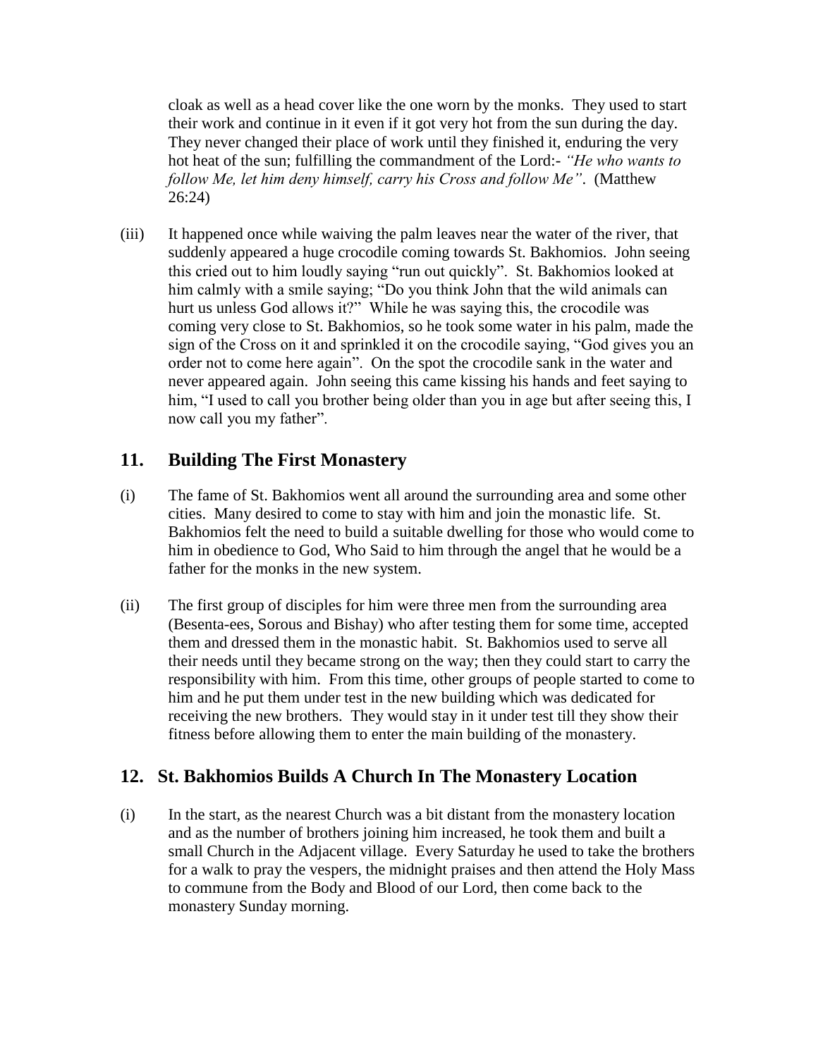cloak as well as a head cover like the one worn by the monks. They used to start their work and continue in it even if it got very hot from the sun during the day. They never changed their place of work until they finished it, enduring the very hot heat of the sun; fulfilling the commandment of the Lord:- *"He who wants to follow Me, let him deny himself, carry his Cross and follow Me"*. (Matthew 26:24)

(iii) It happened once while waiving the palm leaves near the water of the river, that suddenly appeared a huge crocodile coming towards St. Bakhomios. John seeing this cried out to him loudly saying "run out quickly". St. Bakhomios looked at him calmly with a smile saying; "Do you think John that the wild animals can hurt us unless God allows it?" While he was saying this, the crocodile was coming very close to St. Bakhomios, so he took some water in his palm, made the sign of the Cross on it and sprinkled it on the crocodile saying, "God gives you an order not to come here again". On the spot the crocodile sank in the water and never appeared again. John seeing this came kissing his hands and feet saying to him, "I used to call you brother being older than you in age but after seeing this, I now call you my father".

## 11. Building The First Monastery

(i) The fame of St. Bakhomios went all around the surrounding area and some other cities. Many desired to come to stay with him and join the monastic life. St. Bakhomios felt the need to build a suitable dwelling for those who would come to him in obedience to God, Who Said to him through the angel that he would be a father for the monks in the new system.

(ii) The first group of disciples for him were three men from the surrounding area (Besenta-ees, Sorous and Bishay) who after testing them for some time, accepted them and dressed them in the monastic habit. St. Bakhomios used to serve all their needs until they became strong on the way; then they could start to carry the responsibility with him. From this time, other groups of people started to come to him and he put them under test in the new building which was dedicated for receiving the new brothers. They would stay in it under test till they show their fitness before allowing them to enter the main building of the monastery.

## 12. St. Bakhomios Builds A Church In The Monastery Location

(i) In the start, as the nearest Church was a bit distant from the monastery location and as the number of brothers joining him increased, he took them and built a small Church in the Adjacent village. Every Saturday he used to take the brothers for a walk to pray the vespers, the midnight praises and then attend the Holy Mass to commune from the Body and Blood of our Lord, then come back to the monastery Sunday morning.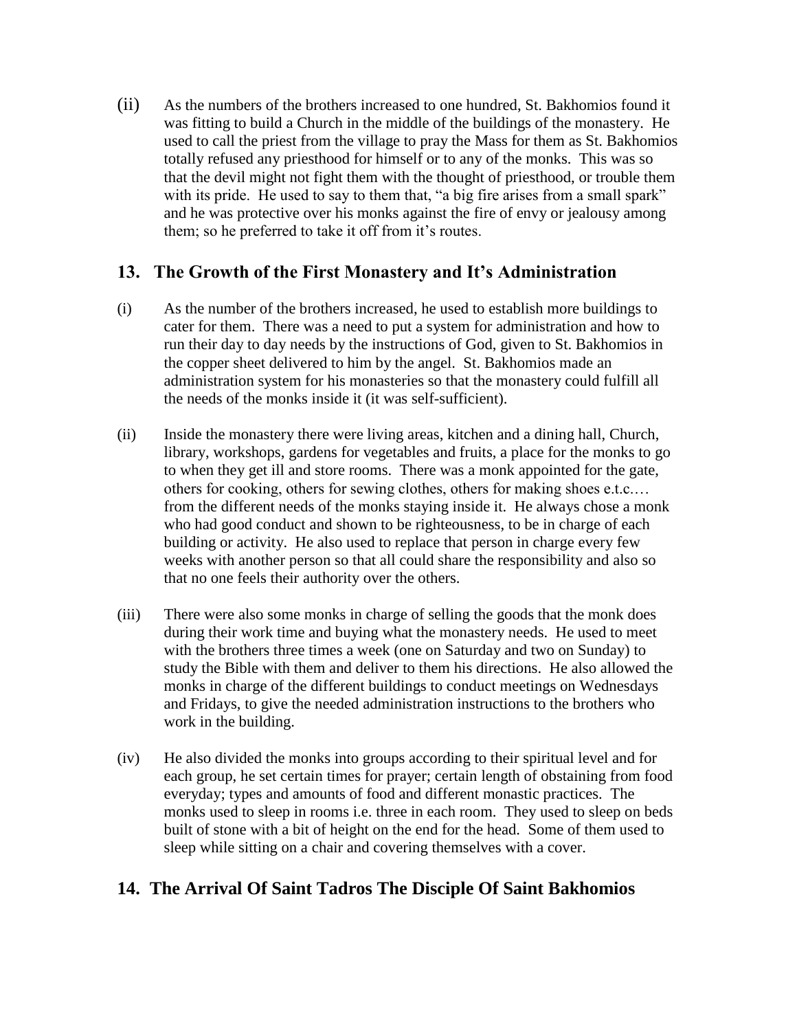(ii) As the numbers of the brothers increased to one hundred, St. Bakhomios found it was fitting to build a Church in the middle of the buildings of the monastery. He used to call the priest from the village to pray the Mass for them as St. Bakhomios totally refused any priesthood for himself or to any of the monks. This was so that the devil might not fight them with the thought of priesthood, or trouble them with its pride. He used to say to them that, "a big fire arises from a small spark" and he was protective over his monks against the fire of envy or jealousy among them; so he preferred to take it off from it's routes.

## 13. The Growth of the First Monastery and It's Administration

(i) As the number of the brothers increased, he used to establish more buildings to cater for them. There was a need to put a system for administration and how to run their day to day needs by the instructions of God, given to St. Bakhomios in the copper sheet delivered to him by the angel. St. Bakhomios made an administration system for his monasteries so that the monastery could fulfill all the needs of the monks inside it (it was self-sufficient).

(ii) Inside the monastery there were living areas, kitchen and a dining hall, Church, library, workshops, gardens for vegetables and fruits, a place for the monks to go to when they get ill and store rooms. There was a monk appointed for the gate, others for cooking, others for sewing clothes, others for making shoes e.t.c.… from the different needs of the monks staying inside it. He always chose a monk who had good conduct and shown to be righteousness, to be in charge of each building or activity. He also used to replace that person in charge every few weeks with another person so that all could share the responsibility and also so that no one feels their authority over the others.

(iii) There were also some monks in charge of selling the goods that the monk does during their work time and buying what the monastery needs. He used to meet with the brothers three times a week (one on Saturday and two on Sunday) to study the Bible with them and deliver to them his directions. He also allowed the monks in charge of the different buildings to conduct meetings on Wednesdays and Fridays, to give the needed administration instructions to the brothers who work in the building.

(iv) He also divided the monks into groups according to their spiritual level and for each group, he set certain times for prayer; certain length of obstaining from food everyday; types and amounts of food and different monastic practices. The monks used to sleep in rooms i.e. three in each room. They used to sleep on beds built of stone with a bit of height on the end for the head. Some of them used to sleep while sitting on a chair and covering themselves with a cover.

## 14. The Arrival Of Saint Tadros The Disciple Of Saint Bakhomios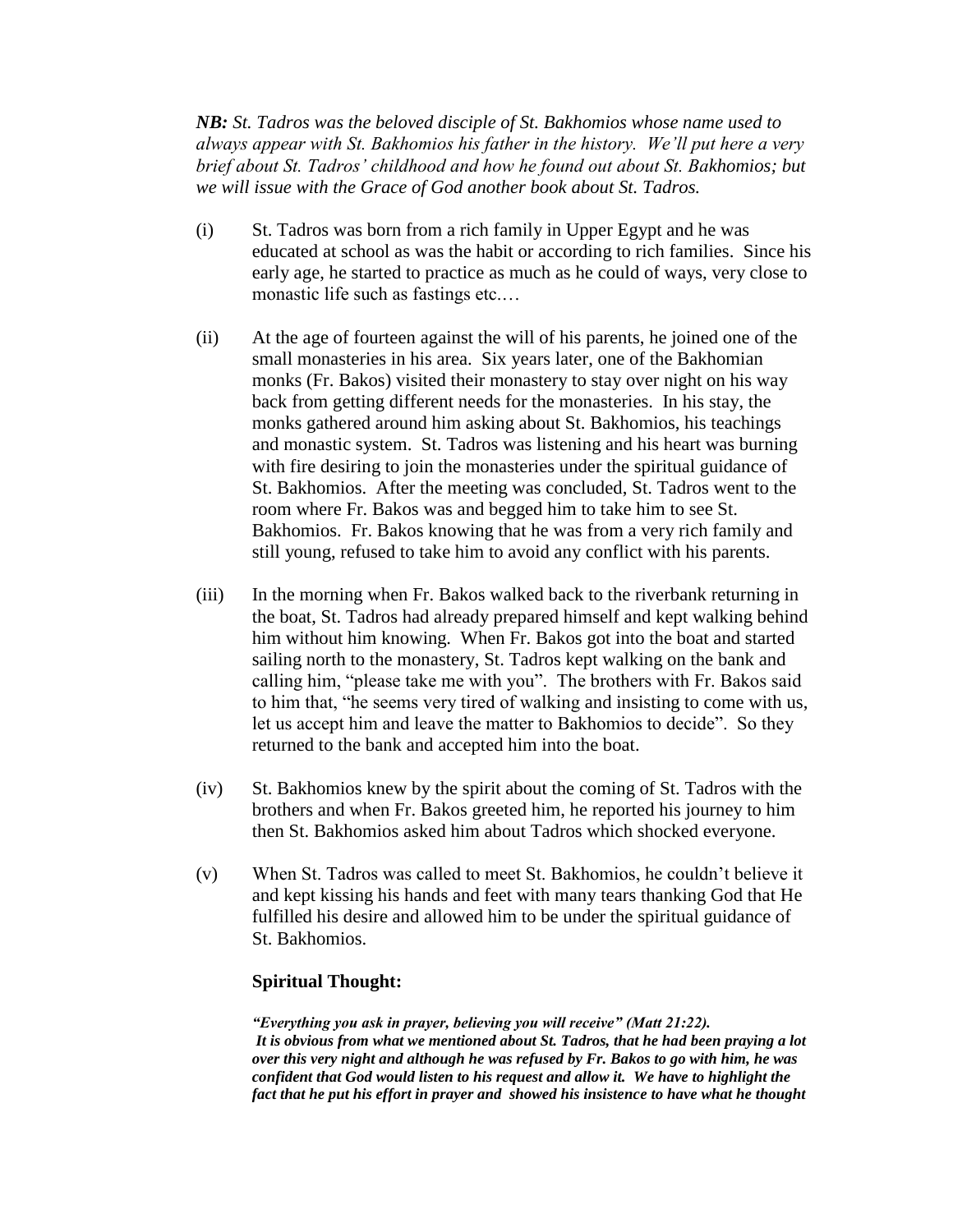*__NB:__ St. Tadros was the beloved disciple of St. Bakhomios whose name used to always appear with St. Bakhomios his father in the history. We'll put here a very brief about St. Tadros' childhood and how he found out about St. Bakhomios; but we will issue with the Grace of God another book about St. Tadros.*

(i) St. Tadros was born from a rich family in Upper Egypt and he was educated at school as was the habit or according to rich families. Since his early age, he started to practice as much as he could of ways, very close to monastic life such as fastings etc.…

(ii) At the age of fourteen against the will of his parents, he joined one of the small monasteries in his area. Six years later, one of the Bakhomian monks (Fr. Bakos) visited their monastery to stay over night on his way back from getting different needs for the monasteries. In his stay, the monks gathered around him asking about St. Bakhomios, his teachings and monastic system. St. Tadros was listening and his heart was burning with fire desiring to join the monasteries under the spiritual guidance of St. Bakhomios. After the meeting was concluded, St. Tadros went to the room where Fr. Bakos was and begged him to take him to see St. Bakhomios. Fr. Bakos knowing that he was from a very rich family and still young, refused to take him to avoid any conflict with his parents.

(iii) In the morning when Fr. Bakos walked back to the riverbank returning in the boat, St. Tadros had already prepared himself and kept walking behind him without him knowing. When Fr. Bakos got into the boat and started sailing north to the monastery, St. Tadros kept walking on the bank and calling him, "please take me with you". The brothers with Fr. Bakos said to him that, "he seems very tired of walking and insisting to come with us, let us accept him and leave the matter to Bakhomios to decide". So they returned to the bank and accepted him into the boat.

(iv) St. Bakhomios knew by the spirit about the coming of St. Tadros with the brothers and when Fr. Bakos greeted him, he reported his journey to him then St. Bakhomios asked him about Tadros which shocked everyone.

(v) When St. Tadros was called to meet St. Bakhomios, he couldn't believe it and kept kissing his hands and feet with many tears thanking God that He fulfilled his desire and allowed him to be under the spiritual guidance of St. Bakhomios.

**Spiritual Thought:**

***"Everything you ask in prayer, believing you will receive" (Matt 21:22).***
***It is obvious from what we mentioned about St. Tadros, that he had been praying a lot over this very night and although he was refused by Fr. Bakos to go with him, he was confident that God would listen to his request and allow it. We have to highlight the fact that he put his effort in prayer and showed his insistence to have what he thought***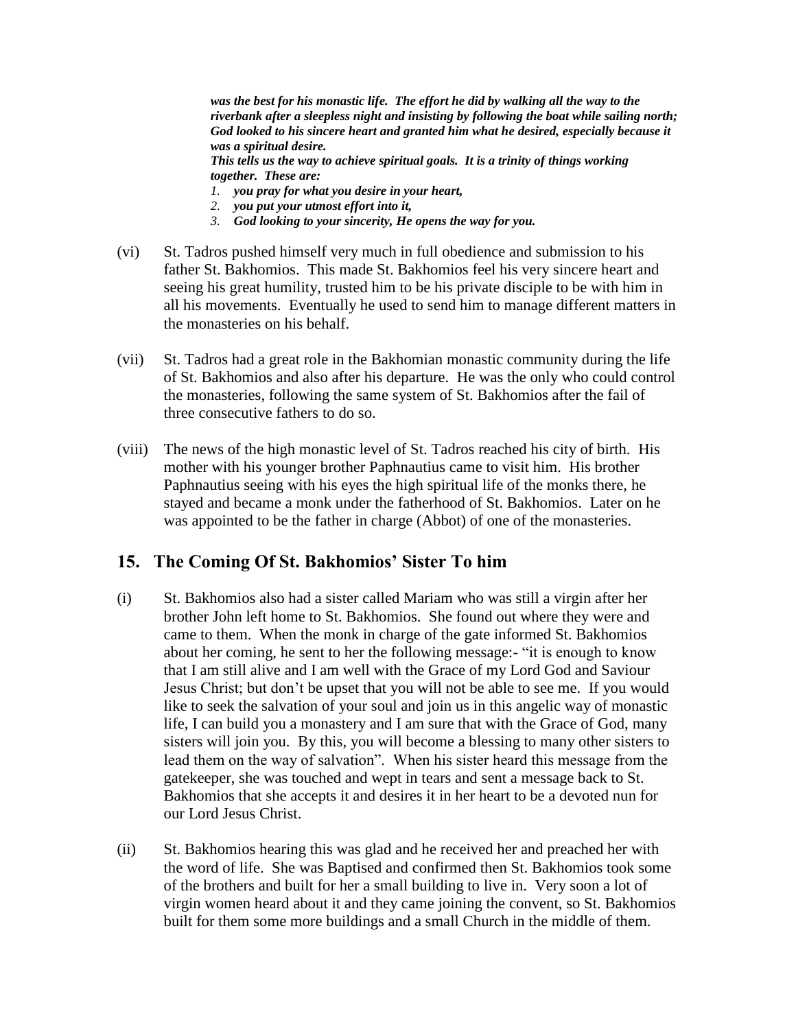***was the best for his monastic life. The effort he did by walking all the way to the riverbank after a sleepless night and insisting by following the boat while sailing north; God looked to his sincere heart and granted him what he desired, especially because it was a spiritual desire.***

***This tells us the way to achieve spiritual goals. It is a trinity of things working together. These are:***

1. ***you pray for what you desire in your heart,***
2. ***you put your utmost effort into it,***
3. ***God looking to your sincerity, He opens the way for you.***

(vi) St. Tadros pushed himself very much in full obedience and submission to his father St. Bakhomios. This made St. Bakhomios feel his very sincere heart and seeing his great humility, trusted him to be his private disciple to be with him in all his movements. Eventually he used to send him to manage different matters in the monasteries on his behalf.

(vii) St. Tadros had a great role in the Bakhomian monastic community during the life of St. Bakhomios and also after his departure. He was the only who could control the monasteries, following the same system of St. Bakhomios after the fail of three consecutive fathers to do so.

(viii) The news of the high monastic level of St. Tadros reached his city of birth. His mother with his younger brother Paphnautius came to visit him. His brother Paphnautius seeing with his eyes the high spiritual life of the monks there, he stayed and became a monk under the fatherhood of St. Bakhomios. Later on he was appointed to be the father in charge (Abbot) of one of the monasteries.

## 15. The Coming Of St. Bakhomios' Sister To him

(i) St. Bakhomios also had a sister called Mariam who was still a virgin after her brother John left home to St. Bakhomios. She found out where they were and came to them. When the monk in charge of the gate informed St. Bakhomios about her coming, he sent to her the following message:- "it is enough to know that I am still alive and I am well with the Grace of my Lord God and Saviour Jesus Christ; but don't be upset that you will not be able to see me. If you would like to seek the salvation of your soul and join us in this angelic way of monastic life, I can build you a monastery and I am sure that with the Grace of God, many sisters will join you. By this, you will become a blessing to many other sisters to lead them on the way of salvation". When his sister heard this message from the gatekeeper, she was touched and wept in tears and sent a message back to St. Bakhomios that she accepts it and desires it in her heart to be a devoted nun for our Lord Jesus Christ.

(ii) St. Bakhomios hearing this was glad and he received her and preached her with the word of life. She was Baptised and confirmed then St. Bakhomios took some of the brothers and built for her a small building to live in. Very soon a lot of virgin women heard about it and they came joining the convent, so St. Bakhomios built for them some more buildings and a small Church in the middle of them.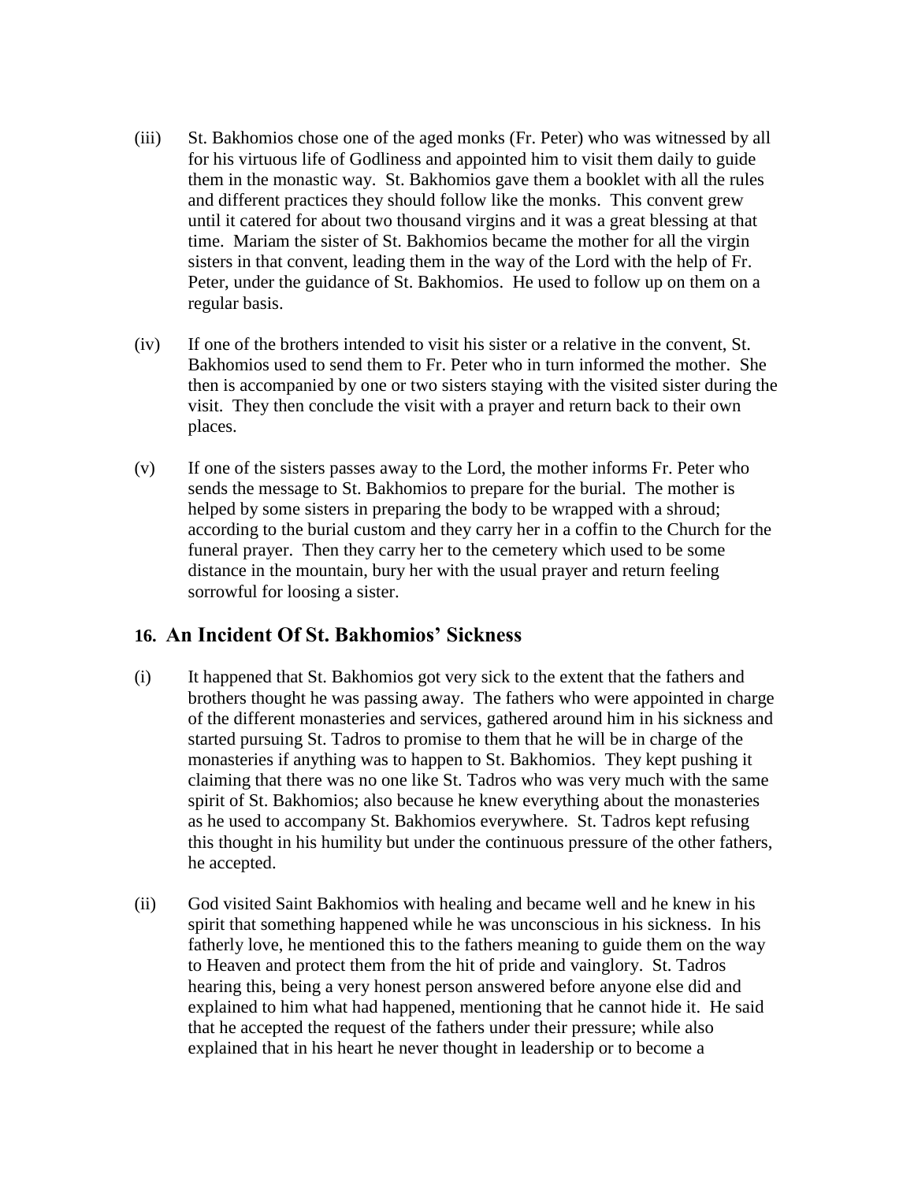(iii) St. Bakhomios chose one of the aged monks (Fr. Peter) who was witnessed by all for his virtuous life of Godliness and appointed him to visit them daily to guide them in the monastic way. St. Bakhomios gave them a booklet with all the rules and different practices they should follow like the monks. This convent grew until it catered for about two thousand virgins and it was a great blessing at that time. Mariam the sister of St. Bakhomios became the mother for all the virgin sisters in that convent, leading them in the way of the Lord with the help of Fr. Peter, under the guidance of St. Bakhomios. He used to follow up on them on a regular basis.

(iv) If one of the brothers intended to visit his sister or a relative in the convent, St. Bakhomios used to send them to Fr. Peter who in turn informed the mother. She then is accompanied by one or two sisters staying with the visited sister during the visit. They then conclude the visit with a prayer and return back to their own places.

(v) If one of the sisters passes away to the Lord, the mother informs Fr. Peter who sends the message to St. Bakhomios to prepare for the burial. The mother is helped by some sisters in preparing the body to be wrapped with a shroud; according to the burial custom and they carry her in a coffin to the Church for the funeral prayer. Then they carry her to the cemetery which used to be some distance in the mountain, bury her with the usual prayer and return feeling sorrowful for loosing a sister.

## 16. An Incident Of St. Bakhomios' Sickness

(i) It happened that St. Bakhomios got very sick to the extent that the fathers and brothers thought he was passing away. The fathers who were appointed in charge of the different monasteries and services, gathered around him in his sickness and started pursuing St. Tadros to promise to them that he will be in charge of the monasteries if anything was to happen to St. Bakhomios. They kept pushing it claiming that there was no one like St. Tadros who was very much with the same spirit of St. Bakhomios; also because he knew everything about the monasteries as he used to accompany St. Bakhomios everywhere. St. Tadros kept refusing this thought in his humility but under the continuous pressure of the other fathers, he accepted.

(ii) God visited Saint Bakhomios with healing and became well and he knew in his spirit that something happened while he was unconscious in his sickness. In his fatherly love, he mentioned this to the fathers meaning to guide them on the way to Heaven and protect them from the hit of pride and vainglory. St. Tadros hearing this, being a very honest person answered before anyone else did and explained to him what had happened, mentioning that he cannot hide it. He said that he accepted the request of the fathers under their pressure; while also explained that in his heart he never thought in leadership or to become a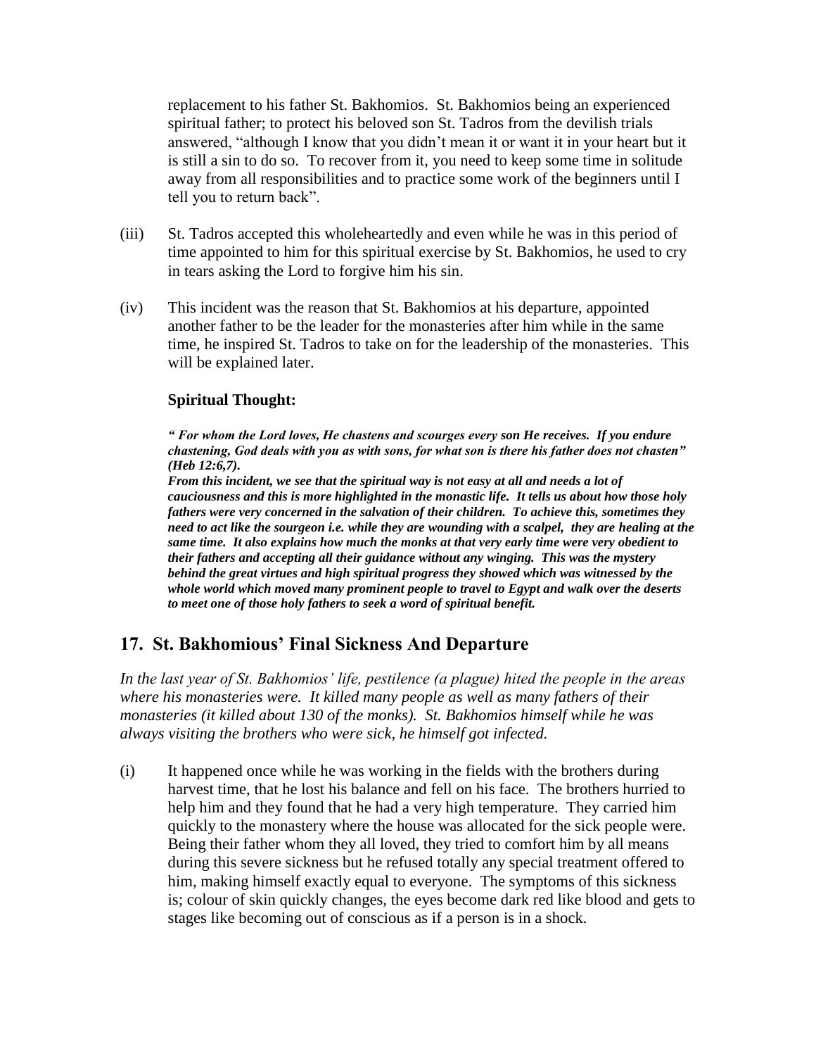replacement to his father St. Bakhomios. St. Bakhomios being an experienced spiritual father; to protect his beloved son St. Tadros from the devilish trials answered, "although I know that you didn't mean it or want it in your heart but it is still a sin to do so. To recover from it, you need to keep some time in solitude away from all responsibilities and to practice some work of the beginners until I tell you to return back".

(iii) St. Tadros accepted this wholeheartedly and even while he was in this period of time appointed to him for this spiritual exercise by St. Bakhomios, he used to cry in tears asking the Lord to forgive him his sin.

(iv) This incident was the reason that St. Bakhomios at his departure, appointed another father to be the leader for the monasteries after him while in the same time, he inspired St. Tadros to take on for the leadership of the monasteries. This will be explained later.

**Spiritual Thought:**

***" For whom the Lord loves, He chastens and scourges every son He receives. If you endure chastening, God deals with you as with sons, for what son is there his father does not chasten" (Heb 12:6,7).***
***From this incident, we see that the spiritual way is not easy at all and needs a lot of cauciousness and this is more highlighted in the monastic life. It tells us about how those holy fathers were very concerned in the salvation of their children. To achieve this, sometimes they need to act like the sourgeon i.e. while they are wounding with a scalpel, they are healing at the same time. It also explains how much the monks at that very early time were very obedient to their fathers and accepting all their guidance without any winging. This was the mystery behind the great virtues and high spiritual progress they showed which was witnessed by the whole world which moved many prominent people to travel to Egypt and walk over the deserts to meet one of those holy fathers to seek a word of spiritual benefit.***

## 17. St. Bakhomious' Final Sickness And Departure

*In the last year of St. Bakhomios' life, pestilence (a plague) hited the people in the areas where his monasteries were. It killed many people as well as many fathers of their monasteries (it killed about 130 of the monks). St. Bakhomios himself while he was always visiting the brothers who were sick, he himself got infected.*

(i) It happened once while he was working in the fields with the brothers during harvest time, that he lost his balance and fell on his face. The brothers hurried to help him and they found that he had a very high temperature. They carried him quickly to the monastery where the house was allocated for the sick people were. Being their father whom they all loved, they tried to comfort him by all means during this severe sickness but he refused totally any special treatment offered to him, making himself exactly equal to everyone. The symptoms of this sickness is; colour of skin quickly changes, the eyes become dark red like blood and gets to stages like becoming out of conscious as if a person is in a shock.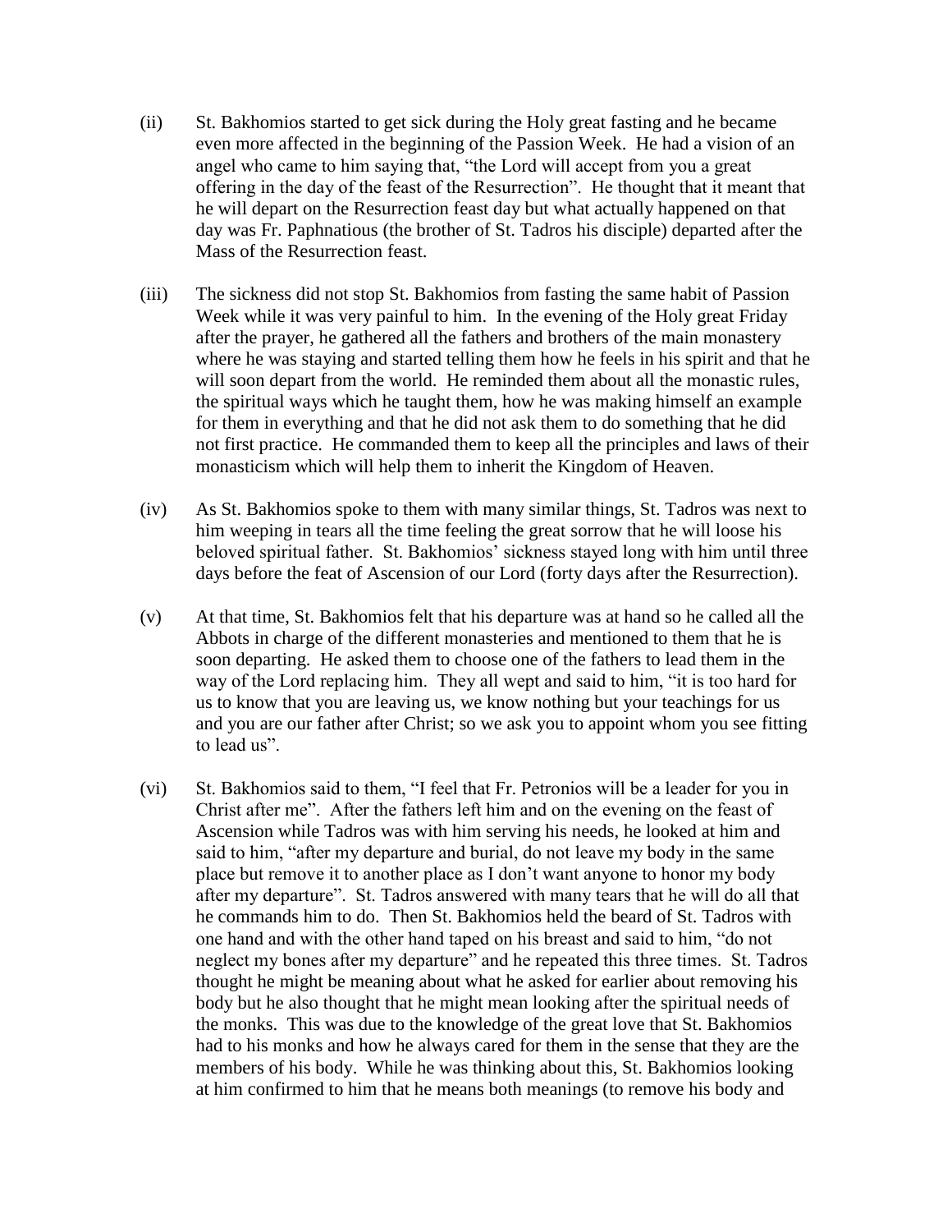(ii) St. Bakhomios started to get sick during the Holy great fasting and he became even more affected in the beginning of the Passion Week. He had a vision of an angel who came to him saying that, "the Lord will accept from you a great offering in the day of the feast of the Resurrection". He thought that it meant that he will depart on the Resurrection feast day but what actually happened on that day was Fr. Paphnatious (the brother of St. Tadros his disciple) departed after the Mass of the Resurrection feast.

(iii) The sickness did not stop St. Bakhomios from fasting the same habit of Passion Week while it was very painful to him. In the evening of the Holy great Friday after the prayer, he gathered all the fathers and brothers of the main monastery where he was staying and started telling them how he feels in his spirit and that he will soon depart from the world. He reminded them about all the monastic rules, the spiritual ways which he taught them, how he was making himself an example for them in everything and that he did not ask them to do something that he did not first practice. He commanded them to keep all the principles and laws of their monasticism which will help them to inherit the Kingdom of Heaven.

(iv) As St. Bakhomios spoke to them with many similar things, St. Tadros was next to him weeping in tears all the time feeling the great sorrow that he will loose his beloved spiritual father. St. Bakhomios' sickness stayed long with him until three days before the feat of Ascension of our Lord (forty days after the Resurrection).

(v) At that time, St. Bakhomios felt that his departure was at hand so he called all the Abbots in charge of the different monasteries and mentioned to them that he is soon departing. He asked them to choose one of the fathers to lead them in the way of the Lord replacing him. They all wept and said to him, "it is too hard for us to know that you are leaving us, we know nothing but your teachings for us and you are our father after Christ; so we ask you to appoint whom you see fitting to lead us".

(vi) St. Bakhomios said to them, "I feel that Fr. Petronios will be a leader for you in Christ after me". After the fathers left him and on the evening on the feast of Ascension while Tadros was with him serving his needs, he looked at him and said to him, "after my departure and burial, do not leave my body in the same place but remove it to another place as I don't want anyone to honor my body after my departure". St. Tadros answered with many tears that he will do all that he commands him to do. Then St. Bakhomios held the beard of St. Tadros with one hand and with the other hand taped on his breast and said to him, "do not neglect my bones after my departure" and he repeated this three times. St. Tadros thought he might be meaning about what he asked for earlier about removing his body but he also thought that he might mean looking after the spiritual needs of the monks. This was due to the knowledge of the great love that St. Bakhomios had to his monks and how he always cared for them in the sense that they are the members of his body. While he was thinking about this, St. Bakhomios looking at him confirmed to him that he means both meanings (to remove his body and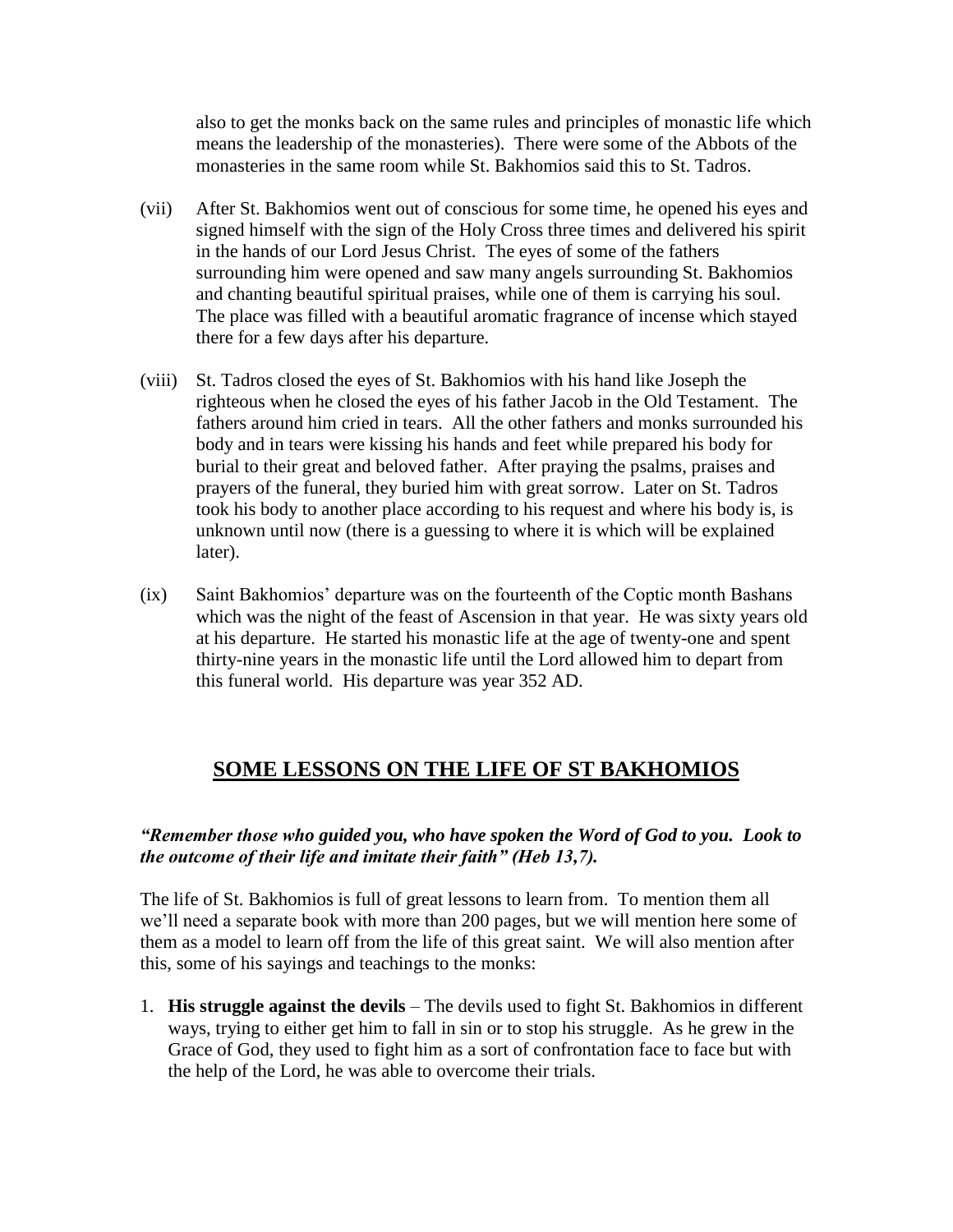also to get the monks back on the same rules and principles of monastic life which means the leadership of the monasteries). There were some of the Abbots of the monasteries in the same room while St. Bakhomios said this to St. Tadros.

(vii) After St. Bakhomios went out of conscious for some time, he opened his eyes and signed himself with the sign of the Holy Cross three times and delivered his spirit in the hands of our Lord Jesus Christ. The eyes of some of the fathers surrounding him were opened and saw many angels surrounding St. Bakhomios and chanting beautiful spiritual praises, while one of them is carrying his soul. The place was filled with a beautiful aromatic fragrance of incense which stayed there for a few days after his departure.

(viii) St. Tadros closed the eyes of St. Bakhomios with his hand like Joseph the righteous when he closed the eyes of his father Jacob in the Old Testament. The fathers around him cried in tears. All the other fathers and monks surrounded his body and in tears were kissing his hands and feet while prepared his body for burial to their great and beloved father. After praying the psalms, praises and prayers of the funeral, they buried him with great sorrow. Later on St. Tadros took his body to another place according to his request and where his body is, is unknown until now (there is a guessing to where it is which will be explained later).

(ix) Saint Bakhomios' departure was on the fourteenth of the Coptic month Bashans which was the night of the feast of Ascension in that year. He was sixty years old at his departure. He started his monastic life at the age of twenty-one and spent thirty-nine years in the monastic life until the Lord allowed him to depart from this funeral world. His departure was year 352 AD.

## SOME LESSONS ON THE LIFE OF ST BAKHOMIOS

***"Remember those who guided you, who have spoken the Word of God to you. Look to the outcome of their life and imitate their faith" (Heb 13,7).***

The life of St. Bakhomios is full of great lessons to learn from. To mention them all we'll need a separate book with more than 200 pages, but we will mention here some of them as a model to learn off from the life of this great saint. We will also mention after this, some of his sayings and teachings to the monks:

1. **His struggle against the devils** – The devils used to fight St. Bakhomios in different ways, trying to either get him to fall in sin or to stop his struggle. As he grew in the Grace of God, they used to fight him as a sort of confrontation face to face but with the help of the Lord, he was able to overcome their trials.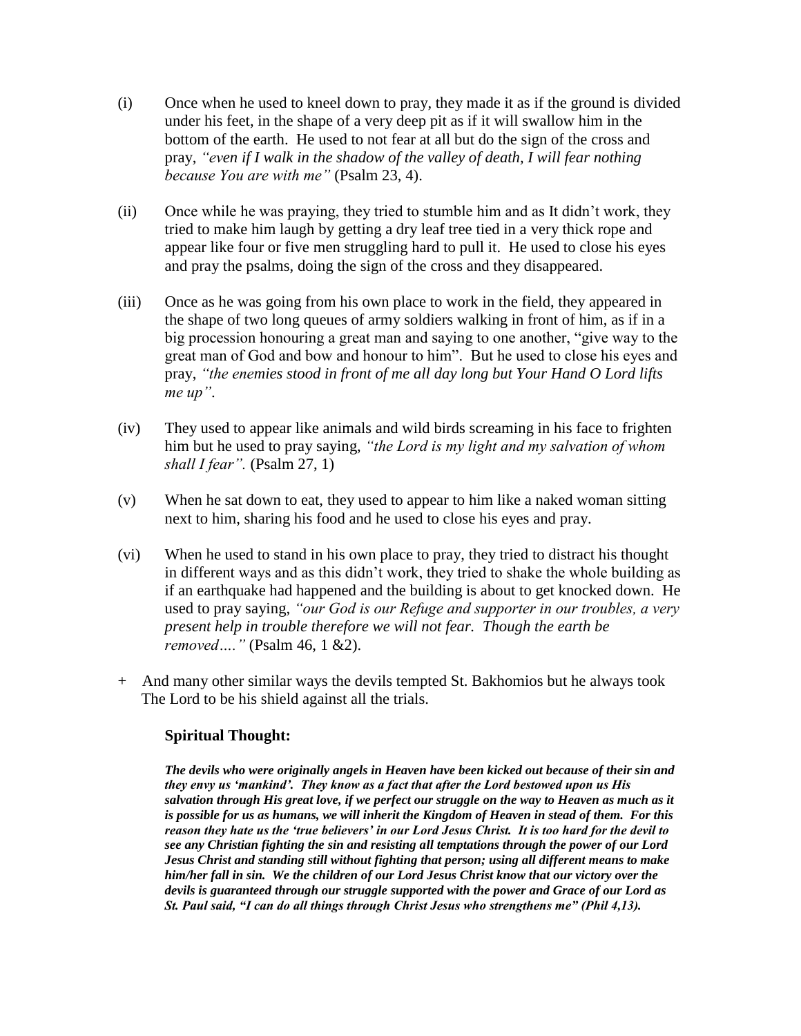(i) Once when he used to kneel down to pray, they made it as if the ground is divided under his feet, in the shape of a very deep pit as if it will swallow him in the bottom of the earth. He used to not fear at all but do the sign of the cross and pray, *"even if I walk in the shadow of the valley of death, I will fear nothing because You are with me"* (Psalm 23, 4).

(ii) Once while he was praying, they tried to stumble him and as It didn't work, they tried to make him laugh by getting a dry leaf tree tied in a very thick rope and appear like four or five men struggling hard to pull it. He used to close his eyes and pray the psalms, doing the sign of the cross and they disappeared.

(iii) Once as he was going from his own place to work in the field, they appeared in the shape of two long queues of army soldiers walking in front of him, as if in a big procession honouring a great man and saying to one another, "give way to the great man of God and bow and honour to him". But he used to close his eyes and pray, *"the enemies stood in front of me all day long but Your Hand O Lord lifts me up"*.

(iv) They used to appear like animals and wild birds screaming in his face to frighten him but he used to pray saying, *"the Lord is my light and my salvation of whom shall I fear".* (Psalm 27, 1)

(v) When he sat down to eat, they used to appear to him like a naked woman sitting next to him, sharing his food and he used to close his eyes and pray.

(vi) When he used to stand in his own place to pray, they tried to distract his thought in different ways and as this didn't work, they tried to shake the whole building as if an earthquake had happened and the building is about to get knocked down. He used to pray saying, *"our God is our Refuge and supporter in our troubles, a very present help in trouble therefore we will not fear. Though the earth be removed…."* (Psalm 46, 1 &2).

\+ And many other similar ways the devils tempted St. Bakhomios but he always took The Lord to be his shield against all the trials.

**Spiritual Thought:**

***The devils who were originally angels in Heaven have been kicked out because of their sin and they envy us 'mankind'. They know as a fact that after the Lord bestowed upon us His salvation through His great love, if we perfect our struggle on the way to Heaven as much as it is possible for us as humans, we will inherit the Kingdom of Heaven in stead of them. For this reason they hate us the 'true believers' in our Lord Jesus Christ. It is too hard for the devil to see any Christian fighting the sin and resisting all temptations through the power of our Lord Jesus Christ and standing still without fighting that person; using all different means to make him/her fall in sin. We the children of our Lord Jesus Christ know that our victory over the devils is guaranteed through our struggle supported with the power and Grace of our Lord as St. Paul said, "I can do all things through Christ Jesus who strengthens me" (Phil 4,13).***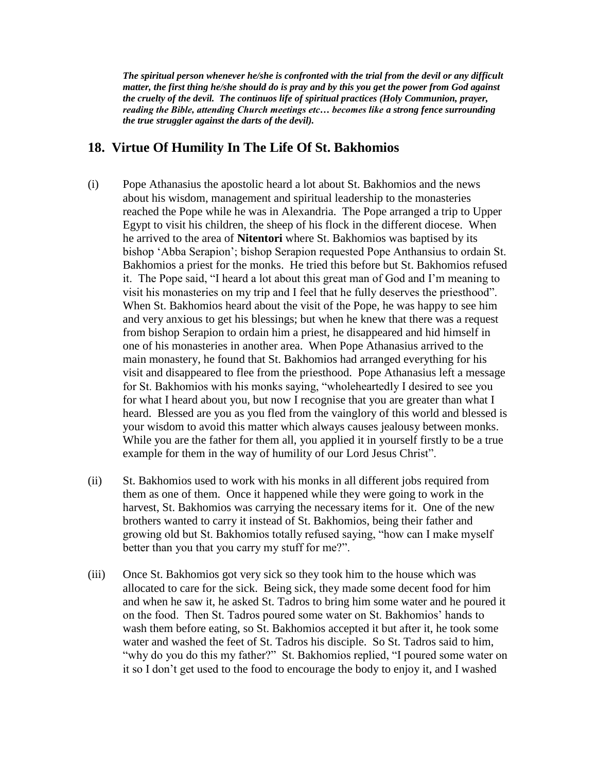***The spiritual person whenever he/she is confronted with the trial from the devil or any difficult matter, the first thing he/she should do is pray and by this you get the power from God against the cruelty of the devil. The continuos life of spiritual practices (Holy Communion, prayer, reading the Bible, attending Church meetings etc… becomes like a strong fence surrounding the true struggler against the darts of the devil).***

## 18. Virtue Of Humility In The Life Of St. Bakhomios

(i) Pope Athanasius the apostolic heard a lot about St. Bakhomios and the news about his wisdom, management and spiritual leadership to the monasteries reached the Pope while he was in Alexandria. The Pope arranged a trip to Upper Egypt to visit his children, the sheep of his flock in the different diocese. When he arrived to the area of **Nitentori** where St. Bakhomios was baptised by its bishop 'Abba Serapion'; bishop Serapion requested Pope Anthansius to ordain St. Bakhomios a priest for the monks. He tried this before but St. Bakhomios refused it. The Pope said, "I heard a lot about this great man of God and I'm meaning to visit his monasteries on my trip and I feel that he fully deserves the priesthood". When St. Bakhomios heard about the visit of the Pope, he was happy to see him and very anxious to get his blessings; but when he knew that there was a request from bishop Serapion to ordain him a priest, he disappeared and hid himself in one of his monasteries in another area. When Pope Athanasius arrived to the main monastery, he found that St. Bakhomios had arranged everything for his visit and disappeared to flee from the priesthood. Pope Athanasius left a message for St. Bakhomios with his monks saying, "wholeheartedly I desired to see you for what I heard about you, but now I recognise that you are greater than what I heard. Blessed are you as you fled from the vainglory of this world and blessed is your wisdom to avoid this matter which always causes jealousy between monks. While you are the father for them all, you applied it in yourself firstly to be a true example for them in the way of humility of our Lord Jesus Christ".

(ii) St. Bakhomios used to work with his monks in all different jobs required from them as one of them. Once it happened while they were going to work in the harvest, St. Bakhomios was carrying the necessary items for it. One of the new brothers wanted to carry it instead of St. Bakhomios, being their father and growing old but St. Bakhomios totally refused saying, "how can I make myself better than you that you carry my stuff for me?".

(iii) Once St. Bakhomios got very sick so they took him to the house which was allocated to care for the sick. Being sick, they made some decent food for him and when he saw it, he asked St. Tadros to bring him some water and he poured it on the food. Then St. Tadros poured some water on St. Bakhomios' hands to wash them before eating, so St. Bakhomios accepted it but after it, he took some water and washed the feet of St. Tadros his disciple. So St. Tadros said to him, "why do you do this my father?" St. Bakhomios replied, "I poured some water on it so I don't get used to the food to encourage the body to enjoy it, and I washed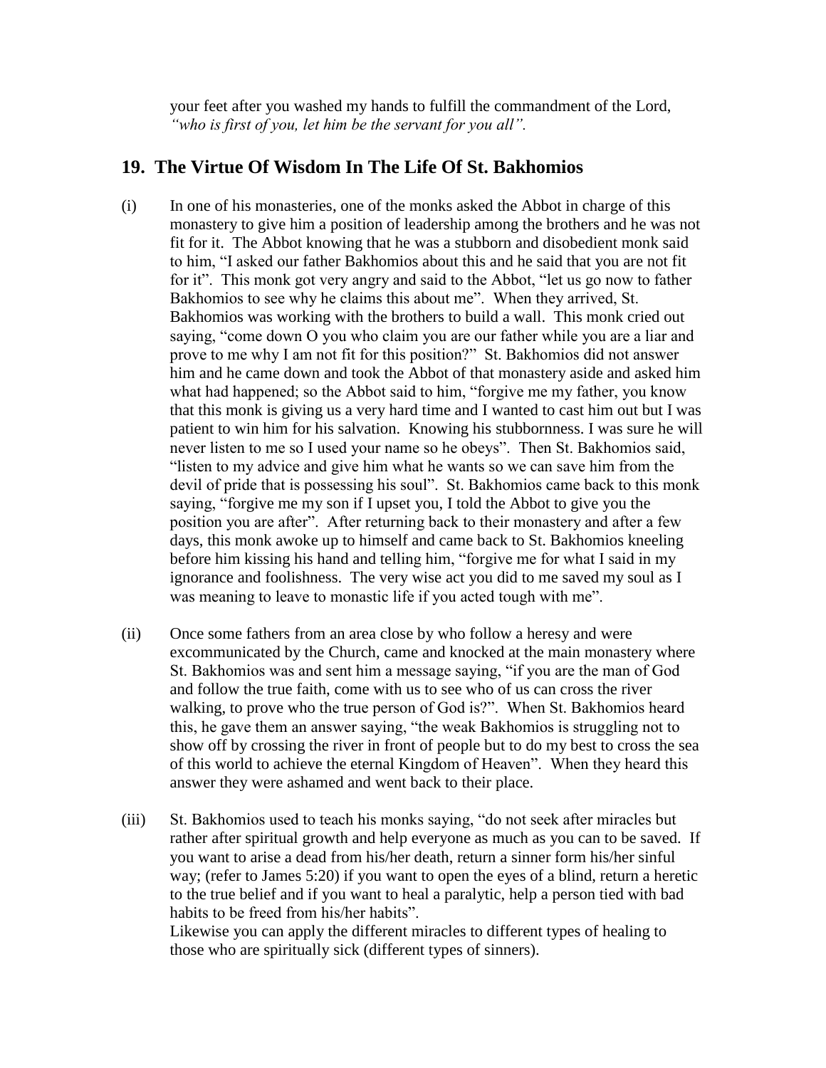your feet after you washed my hands to fulfill the commandment of the Lord, *"who is first of you, let him be the servant for you all".*

## 19. The Virtue Of Wisdom In The Life Of St. Bakhomios

(i) In one of his monasteries, one of the monks asked the Abbot in charge of this monastery to give him a position of leadership among the brothers and he was not fit for it. The Abbot knowing that he was a stubborn and disobedient monk said to him, "I asked our father Bakhomios about this and he said that you are not fit for it". This monk got very angry and said to the Abbot, "let us go now to father Bakhomios to see why he claims this about me". When they arrived, St. Bakhomios was working with the brothers to build a wall. This monk cried out saying, "come down O you who claim you are our father while you are a liar and prove to me why I am not fit for this position?" St. Bakhomios did not answer him and he came down and took the Abbot of that monastery aside and asked him what had happened; so the Abbot said to him, "forgive me my father, you know that this monk is giving us a very hard time and I wanted to cast him out but I was patient to win him for his salvation. Knowing his stubbornness. I was sure he will never listen to me so I used your name so he obeys". Then St. Bakhomios said, "listen to my advice and give him what he wants so we can save him from the devil of pride that is possessing his soul". St. Bakhomios came back to this monk saying, "forgive me my son if I upset you, I told the Abbot to give you the position you are after". After returning back to their monastery and after a few days, this monk awoke up to himself and came back to St. Bakhomios kneeling before him kissing his hand and telling him, "forgive me for what I said in my ignorance and foolishness. The very wise act you did to me saved my soul as I was meaning to leave to monastic life if you acted tough with me".

(ii) Once some fathers from an area close by who follow a heresy and were excommunicated by the Church, came and knocked at the main monastery where St. Bakhomios was and sent him a message saying, "if you are the man of God and follow the true faith, come with us to see who of us can cross the river walking, to prove who the true person of God is?". When St. Bakhomios heard this, he gave them an answer saying, "the weak Bakhomios is struggling not to show off by crossing the river in front of people but to do my best to cross the sea of this world to achieve the eternal Kingdom of Heaven". When they heard this answer they were ashamed and went back to their place.

(iii) St. Bakhomios used to teach his monks saying, "do not seek after miracles but rather after spiritual growth and help everyone as much as you can to be saved. If you want to arise a dead from his/her death, return a sinner form his/her sinful way; (refer to James 5:20) if you want to open the eyes of a blind, return a heretic to the true belief and if you want to heal a paralytic, help a person tied with bad habits to be freed from his/her habits".
Likewise you can apply the different miracles to different types of healing to those who are spiritually sick (different types of sinners).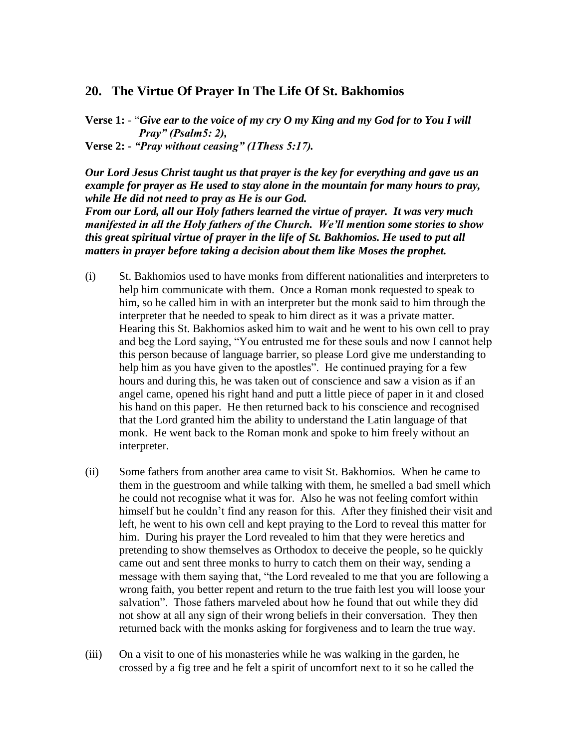## 20. The Virtue Of Prayer In The Life Of St. Bakhomios

**Verse 1:** - "***Give ear to the voice of my cry O my King and my God for to You I will Pray" (Psalm5: 2),***

**Verse 2:** - ***"Pray without ceasing" (1Thess 5:17).***

***Our Lord Jesus Christ taught us that prayer is the key for everything and gave us an example for prayer as He used to stay alone in the mountain for many hours to pray, while He did not need to pray as He is our God.***

***From our Lord, all our Holy fathers learned the virtue of prayer. It was very much manifested in all the Holy fathers of the Church. We'll mention some stories to show this great spiritual virtue of prayer in the life of St. Bakhomios. He used to put all matters in prayer before taking a decision about them like Moses the prophet.***

(i) St. Bakhomios used to have monks from different nationalities and interpreters to help him communicate with them. Once a Roman monk requested to speak to him, so he called him in with an interpreter but the monk said to him through the interpreter that he needed to speak to him direct as it was a private matter. Hearing this St. Bakhomios asked him to wait and he went to his own cell to pray and beg the Lord saying, "You entrusted me for these souls and now I cannot help this person because of language barrier, so please Lord give me understanding to help him as you have given to the apostles". He continued praying for a few hours and during this, he was taken out of conscience and saw a vision as if an angel came, opened his right hand and putt a little piece of paper in it and closed his hand on this paper. He then returned back to his conscience and recognised that the Lord granted him the ability to understand the Latin language of that monk. He went back to the Roman monk and spoke to him freely without an interpreter.

(ii) Some fathers from another area came to visit St. Bakhomios. When he came to them in the guestroom and while talking with them, he smelled a bad smell which he could not recognise what it was for. Also he was not feeling comfort within himself but he couldn't find any reason for this. After they finished their visit and left, he went to his own cell and kept praying to the Lord to reveal this matter for him. During his prayer the Lord revealed to him that they were heretics and pretending to show themselves as Orthodox to deceive the people, so he quickly came out and sent three monks to hurry to catch them on their way, sending a message with them saying that, "the Lord revealed to me that you are following a wrong faith, you better repent and return to the true faith lest you will loose your salvation". Those fathers marveled about how he found that out while they did not show at all any sign of their wrong beliefs in their conversation. They then returned back with the monks asking for forgiveness and to learn the true way.

(iii) On a visit to one of his monasteries while he was walking in the garden, he crossed by a fig tree and he felt a spirit of uncomfort next to it so he called the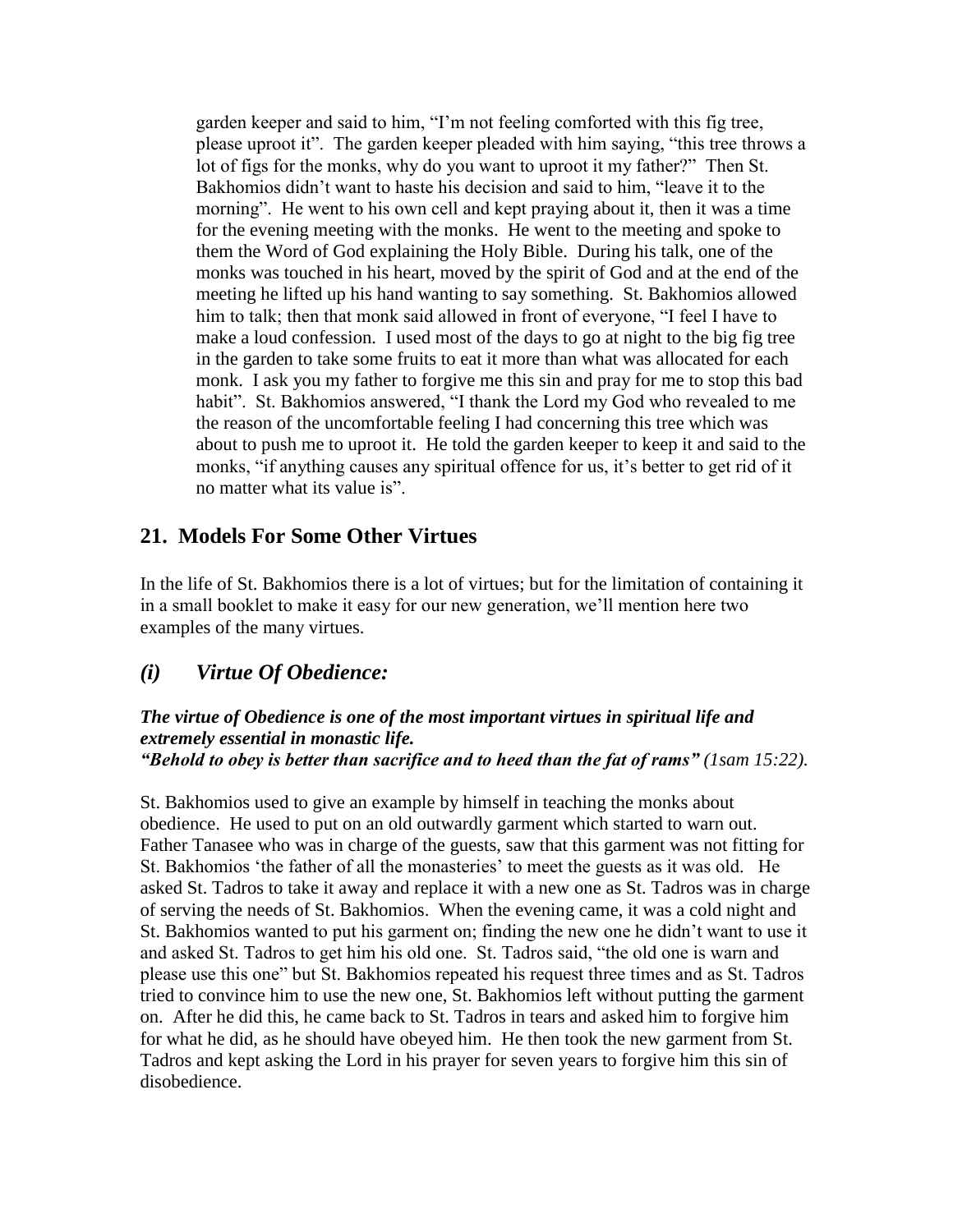garden keeper and said to him, "I'm not feeling comforted with this fig tree, please uproot it". The garden keeper pleaded with him saying, "this tree throws a lot of figs for the monks, why do you want to uproot it my father?" Then St. Bakhomios didn't want to haste his decision and said to him, "leave it to the morning". He went to his own cell and kept praying about it, then it was a time for the evening meeting with the monks. He went to the meeting and spoke to them the Word of God explaining the Holy Bible. During his talk, one of the monks was touched in his heart, moved by the spirit of God and at the end of the meeting he lifted up his hand wanting to say something. St. Bakhomios allowed him to talk; then that monk said allowed in front of everyone, "I feel I have to make a loud confession. I used most of the days to go at night to the big fig tree in the garden to take some fruits to eat it more than what was allocated for each monk. I ask you my father to forgive me this sin and pray for me to stop this bad habit". St. Bakhomios answered, "I thank the Lord my God who revealed to me the reason of the uncomfortable feeling I had concerning this tree which was about to push me to uproot it. He told the garden keeper to keep it and said to the monks, "if anything causes any spiritual offence for us, it's better to get rid of it no matter what its value is".

## 21. Models For Some Other Virtues

In the life of St. Bakhomios there is a lot of virtues; but for the limitation of containing it in a small booklet to make it easy for our new generation, we'll mention here two examples of the many virtues.

## *(i) Virtue Of Obedience:*

***The virtue of Obedience is one of the most important virtues in spiritual life and extremely essential in monastic life.***
***"Behold to obey is better than sacrifice and to heed than the fat of rams"*** *(1sam 15:22).*

St. Bakhomios used to give an example by himself in teaching the monks about obedience. He used to put on an old outwardly garment which started to warn out. Father Tanasee who was in charge of the guests, saw that this garment was not fitting for St. Bakhomios 'the father of all the monasteries' to meet the guests as it was old. He asked St. Tadros to take it away and replace it with a new one as St. Tadros was in charge of serving the needs of St. Bakhomios. When the evening came, it was a cold night and St. Bakhomios wanted to put his garment on; finding the new one he didn't want to use it and asked St. Tadros to get him his old one. St. Tadros said, "the old one is warn and please use this one" but St. Bakhomios repeated his request three times and as St. Tadros tried to convince him to use the new one, St. Bakhomios left without putting the garment on. After he did this, he came back to St. Tadros in tears and asked him to forgive him for what he did, as he should have obeyed him. He then took the new garment from St. Tadros and kept asking the Lord in his prayer for seven years to forgive him this sin of disobedience.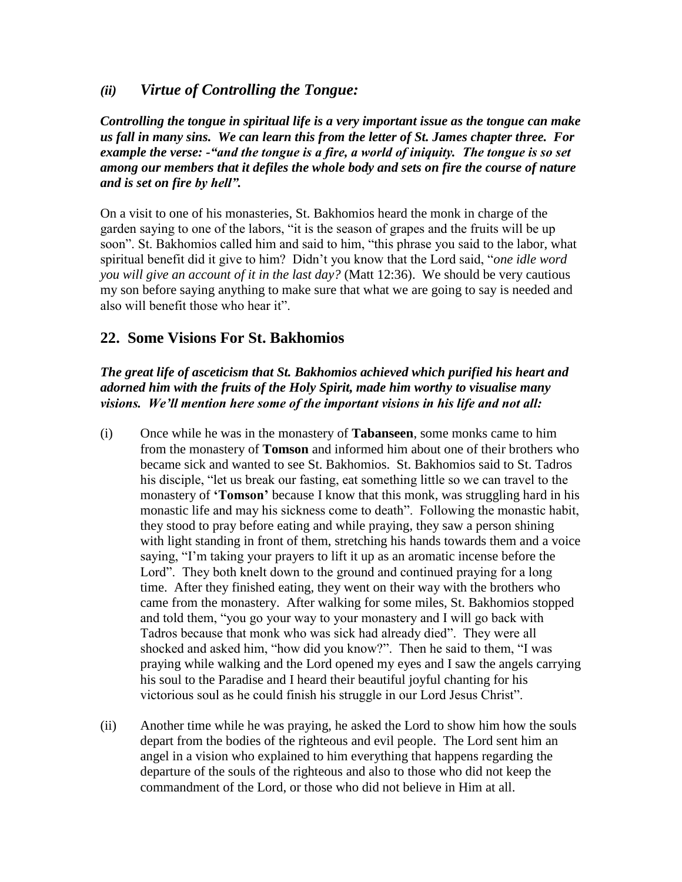### *(ii) Virtue of Controlling the Tongue:*

***Controlling the tongue in spiritual life is a very important issue as the tongue can make us fall in many sins. We can learn this from the letter of St. James chapter three. For example the verse: -"and the tongue is a fire, a world of iniquity. The tongue is so set among our members that it defiles the whole body and sets on fire the course of nature and is set on fire by hell".***

On a visit to one of his monasteries, St. Bakhomios heard the monk in charge of the garden saying to one of the labors, "it is the season of grapes and the fruits will be up soon". St. Bakhomios called him and said to him, "this phrase you said to the labor, what spiritual benefit did it give to him? Didn't you know that the Lord said, "*one idle word you will give an account of it in the last day?* (Matt 12:36). We should be very cautious my son before saying anything to make sure that what we are going to say is needed and also will benefit those who hear it".

## 22. Some Visions For St. Bakhomios

***The great life of asceticism that St. Bakhomios achieved which purified his heart and adorned him with the fruits of the Holy Spirit, made him worthy to visualise many visions. We'll mention here some of the important visions in his life and not all:***

(i) Once while he was in the monastery of **Tabanseen**, some monks came to him from the monastery of **Tomson** and informed him about one of their brothers who became sick and wanted to see St. Bakhomios. St. Bakhomios said to St. Tadros his disciple, "let us break our fasting, eat something little so we can travel to the monastery of **'Tomson'** because I know that this monk, was struggling hard in his monastic life and may his sickness come to death". Following the monastic habit, they stood to pray before eating and while praying, they saw a person shining with light standing in front of them, stretching his hands towards them and a voice saying, "I'm taking your prayers to lift it up as an aromatic incense before the Lord". They both knelt down to the ground and continued praying for a long time. After they finished eating, they went on their way with the brothers who came from the monastery. After walking for some miles, St. Bakhomios stopped and told them, "you go your way to your monastery and I will go back with Tadros because that monk who was sick had already died". They were all shocked and asked him, "how did you know?". Then he said to them, "I was praying while walking and the Lord opened my eyes and I saw the angels carrying his soul to the Paradise and I heard their beautiful joyful chanting for his victorious soul as he could finish his struggle in our Lord Jesus Christ".

(ii) Another time while he was praying, he asked the Lord to show him how the souls depart from the bodies of the righteous and evil people. The Lord sent him an angel in a vision who explained to him everything that happens regarding the departure of the souls of the righteous and also to those who did not keep the commandment of the Lord, or those who did not believe in Him at all.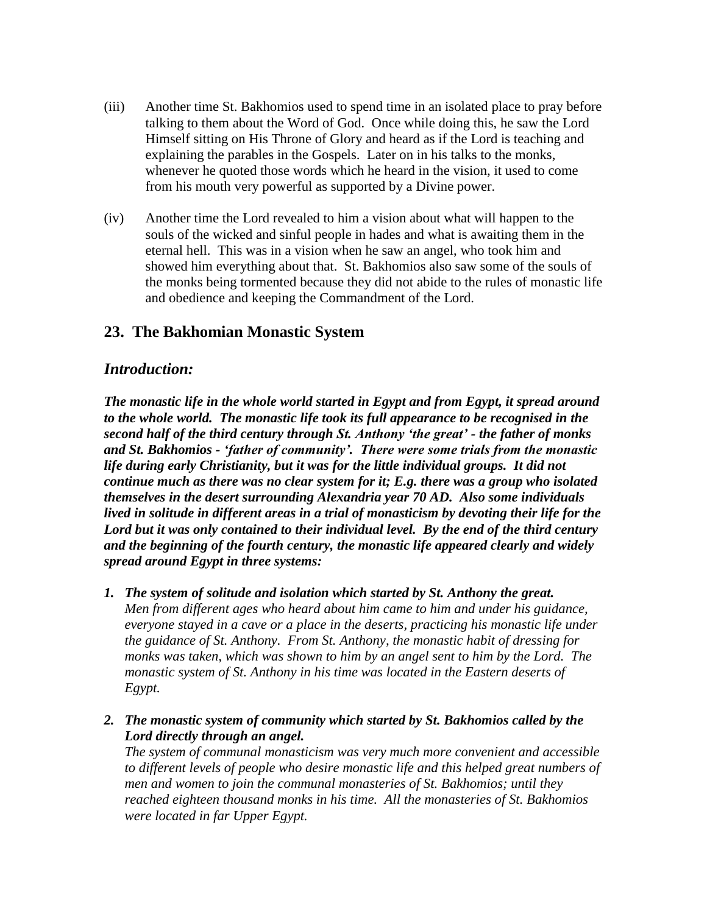(iii) Another time St. Bakhomios used to spend time in an isolated place to pray before talking to them about the Word of God. Once while doing this, he saw the Lord Himself sitting on His Throne of Glory and heard as if the Lord is teaching and explaining the parables in the Gospels. Later on in his talks to the monks, whenever he quoted those words which he heard in the vision, it used to come from his mouth very powerful as supported by a Divine power.

(iv) Another time the Lord revealed to him a vision about what will happen to the souls of the wicked and sinful people in hades and what is awaiting them in the eternal hell. This was in a vision when he saw an angel, who took him and showed him everything about that. St. Bakhomios also saw some of the souls of the monks being tormented because they did not abide to the rules of monastic life and obedience and keeping the Commandment of the Lord.

## 23. The Bakhomian Monastic System

### *Introduction:*

***The monastic life in the whole world started in Egypt and from Egypt, it spread around to the whole world. The monastic life took its full appearance to be recognised in the second half of the third century through St. Anthony 'the great' - the father of monks and St. Bakhomios - 'father of community'. There were some trials from the monastic life during early Christianity, but it was for the little individual groups. It did not continue much as there was no clear system for it; E.g. there was a group who isolated themselves in the desert surrounding Alexandria year 70 AD. Also some individuals lived in solitude in different areas in a trial of monasticism by devoting their life for the Lord but it was only contained to their individual level. By the end of the third century and the beginning of the fourth century, the monastic life appeared clearly and widely spread around Egypt in three systems:***

1. ***The system of solitude and isolation which started by St. Anthony the great.***
   *Men from different ages who heard about him came to him and under his guidance, everyone stayed in a cave or a place in the deserts, practicing his monastic life under the guidance of St. Anthony. From St. Anthony, the monastic habit of dressing for monks was taken, which was shown to him by an angel sent to him by the Lord. The monastic system of St. Anthony in his time was located in the Eastern deserts of Egypt.*

2. ***The monastic system of community which started by St. Bakhomios called by the Lord directly through an angel.***
   *The system of communal monasticism was very much more convenient and accessible to different levels of people who desire monastic life and this helped great numbers of men and women to join the communal monasteries of St. Bakhomios; until they reached eighteen thousand monks in his time. All the monasteries of St. Bakhomios were located in far Upper Egypt.*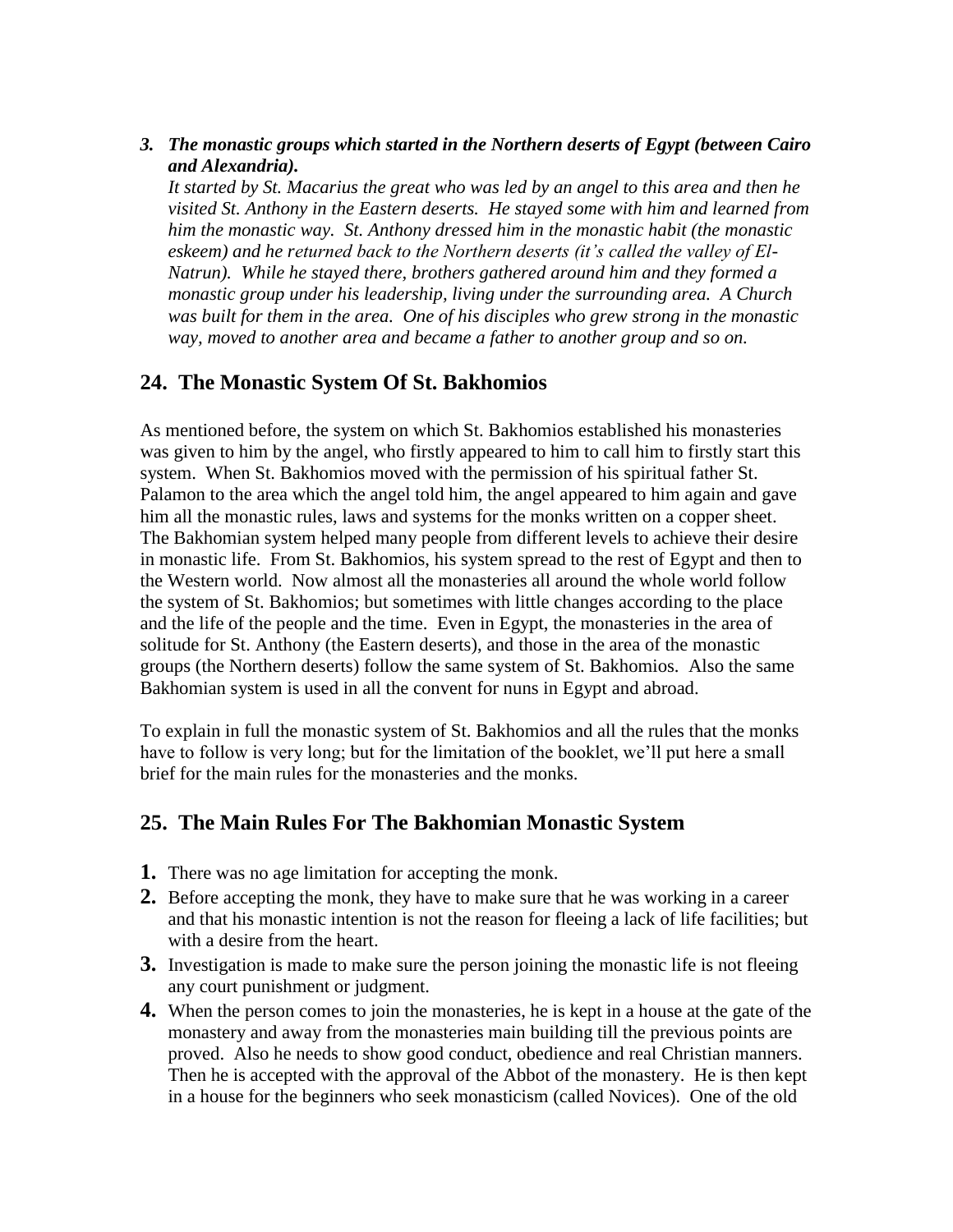3. ***The monastic groups which started in the Northern deserts of Egypt (between Cairo and Alexandria).***
   *It started by St. Macarius the great who was led by an angel to this area and then he visited St. Anthony in the Eastern deserts. He stayed some with him and learned from him the monastic way. St. Anthony dressed him in the monastic habit (the monastic eskeem) and he returned back to the Northern deserts (it's called the valley of El-Natrun). While he stayed there, brothers gathered around him and they formed a monastic group under his leadership, living under the surrounding area. A Church was built for them in the area. One of his disciples who grew strong in the monastic way, moved to another area and became a father to another group and so on.*

## 24. The Monastic System Of St. Bakhomios

As mentioned before, the system on which St. Bakhomios established his monasteries was given to him by the angel, who firstly appeared to him to call him to firstly start this system. When St. Bakhomios moved with the permission of his spiritual father St. Palamon to the area which the angel told him, the angel appeared to him again and gave him all the monastic rules, laws and systems for the monks written on a copper sheet. The Bakhomian system helped many people from different levels to achieve their desire in monastic life. From St. Bakhomios, his system spread to the rest of Egypt and then to the Western world. Now almost all the monasteries all around the whole world follow the system of St. Bakhomios; but sometimes with little changes according to the place and the life of the people and the time. Even in Egypt, the monasteries in the area of solitude for St. Anthony (the Eastern deserts), and those in the area of the monastic groups (the Northern deserts) follow the same system of St. Bakhomios. Also the same Bakhomian system is used in all the convent for nuns in Egypt and abroad.

To explain in full the monastic system of St. Bakhomios and all the rules that the monks have to follow is very long; but for the limitation of the booklet, we'll put here a small brief for the main rules for the monasteries and the monks.

## 25. The Main Rules For The Bakhomian Monastic System

1. There was no age limitation for accepting the monk.
2. Before accepting the monk, they have to make sure that he was working in a career and that his monastic intention is not the reason for fleeing a lack of life facilities; but with a desire from the heart.
3. Investigation is made to make sure the person joining the monastic life is not fleeing any court punishment or judgment.
4. When the person comes to join the monasteries, he is kept in a house at the gate of the monastery and away from the monasteries main building till the previous points are proved. Also he needs to show good conduct, obedience and real Christian manners. Then he is accepted with the approval of the Abbot of the monastery. He is then kept in a house for the beginners who seek monasticism (called Novices). One of the old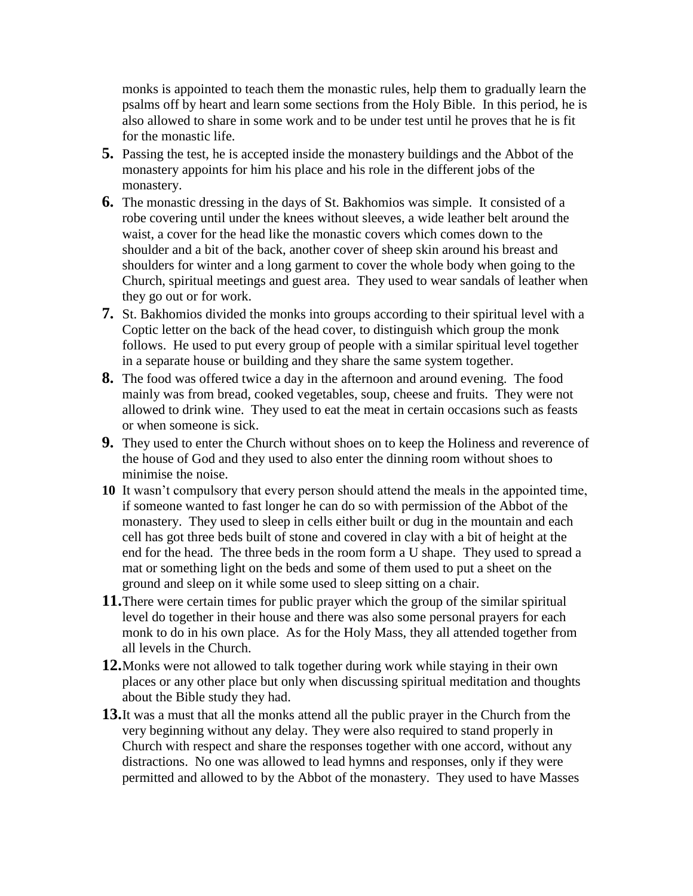monks is appointed to teach them the monastic rules, help them to gradually learn the psalms off by heart and learn some sections from the Holy Bible. In this period, he is also allowed to share in some work and to be under test until he proves that he is fit for the monastic life.

5. Passing the test, he is accepted inside the monastery buildings and the Abbot of the monastery appoints for him his place and his role in the different jobs of the monastery.
6. The monastic dressing in the days of St. Bakhomios was simple. It consisted of a robe covering until under the knees without sleeves, a wide leather belt around the waist, a cover for the head like the monastic covers which comes down to the shoulder and a bit of the back, another cover of sheep skin around his breast and shoulders for winter and a long garment to cover the whole body when going to the Church, spiritual meetings and guest area. They used to wear sandals of leather when they go out or for work.
7. St. Bakhomios divided the monks into groups according to their spiritual level with a Coptic letter on the back of the head cover, to distinguish which group the monk follows. He used to put every group of people with a similar spiritual level together in a separate house or building and they share the same system together.
8. The food was offered twice a day in the afternoon and around evening. The food mainly was from bread, cooked vegetables, soup, cheese and fruits. They were not allowed to drink wine. They used to eat the meat in certain occasions such as feasts or when someone is sick.
9. They used to enter the Church without shoes on to keep the Holiness and reverence of the house of God and they used to also enter the dinning room without shoes to minimise the noise.
10. It wasn't compulsory that every person should attend the meals in the appointed time, if someone wanted to fast longer he can do so with permission of the Abbot of the monastery. They used to sleep in cells either built or dug in the mountain and each cell has got three beds built of stone and covered in clay with a bit of height at the end for the head. The three beds in the room form a U shape. They used to spread a mat or something light on the beds and some of them used to put a sheet on the ground and sleep on it while some used to sleep sitting on a chair.
11. There were certain times for public prayer which the group of the similar spiritual level do together in their house and there was also some personal prayers for each monk to do in his own place. As for the Holy Mass, they all attended together from all levels in the Church.
12. Monks were not allowed to talk together during work while staying in their own places or any other place but only when discussing spiritual meditation and thoughts about the Bible study they had.
13. It was a must that all the monks attend all the public prayer in the Church from the very beginning without any delay. They were also required to stand properly in Church with respect and share the responses together with one accord, without any distractions. No one was allowed to lead hymns and responses, only if they were permitted and allowed to by the Abbot of the monastery. They used to have Masses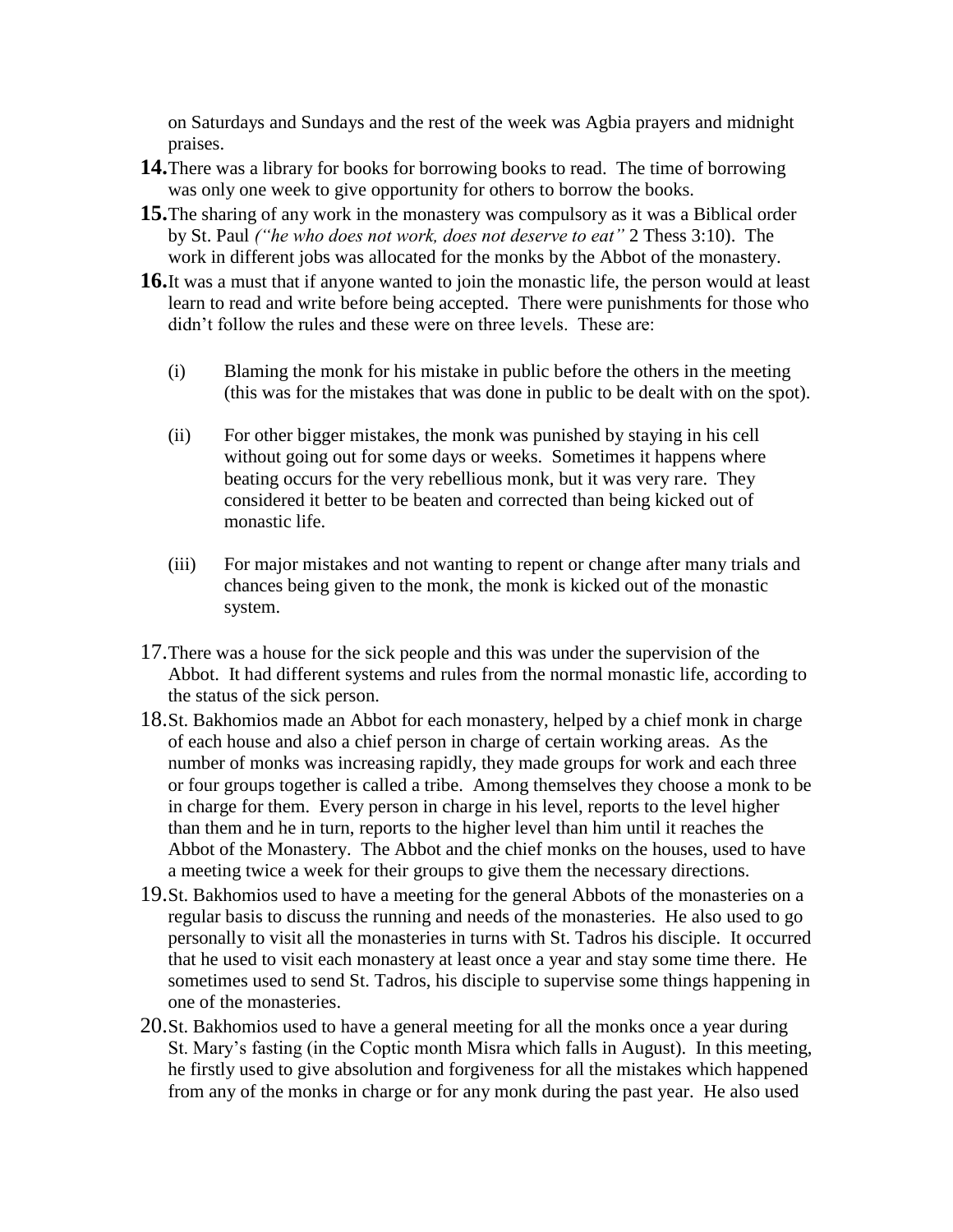on Saturdays and Sundays and the rest of the week was Agbia prayers and midnight praises.

**14.** There was a library for books for borrowing books to read. The time of borrowing was only one week to give opportunity for others to borrow the books.

**15.** The sharing of any work in the monastery was compulsory as it was a Biblical order by St. Paul *("he who does not work, does not deserve to eat"* 2 Thess 3:10). The work in different jobs was allocated for the monks by the Abbot of the monastery.

**16.** It was a must that if anyone wanted to join the monastic life, the person would at least learn to read and write before being accepted. There were punishments for those who didn't follow the rules and these were on three levels. These are:

(i) Blaming the monk for his mistake in public before the others in the meeting (this was for the mistakes that was done in public to be dealt with on the spot).

(ii) For other bigger mistakes, the monk was punished by staying in his cell without going out for some days or weeks. Sometimes it happens where beating occurs for the very rebellious monk, but it was very rare. They considered it better to be beaten and corrected than being kicked out of monastic life.

(iii) For major mistakes and not wanting to repent or change after many trials and chances being given to the monk, the monk is kicked out of the monastic system.

17. There was a house for the sick people and this was under the supervision of the Abbot. It had different systems and rules from the normal monastic life, according to the status of the sick person.

18. St. Bakhomios made an Abbot for each monastery, helped by a chief monk in charge of each house and also a chief person in charge of certain working areas. As the number of monks was increasing rapidly, they made groups for work and each three or four groups together is called a tribe. Among themselves they choose a monk to be in charge for them. Every person in charge in his level, reports to the level higher than them and he in turn, reports to the higher level than him until it reaches the Abbot of the Monastery. The Abbot and the chief monks on the houses, used to have a meeting twice a week for their groups to give them the necessary directions.

19. St. Bakhomios used to have a meeting for the general Abbots of the monasteries on a regular basis to discuss the running and needs of the monasteries. He also used to go personally to visit all the monasteries in turns with St. Tadros his disciple. It occurred that he used to visit each monastery at least once a year and stay some time there. He sometimes used to send St. Tadros, his disciple to supervise some things happening in one of the monasteries.

20. St. Bakhomios used to have a general meeting for all the monks once a year during St. Mary's fasting (in the Coptic month Misra which falls in August). In this meeting, he firstly used to give absolution and forgiveness for all the mistakes which happened from any of the monks in charge or for any monk during the past year. He also used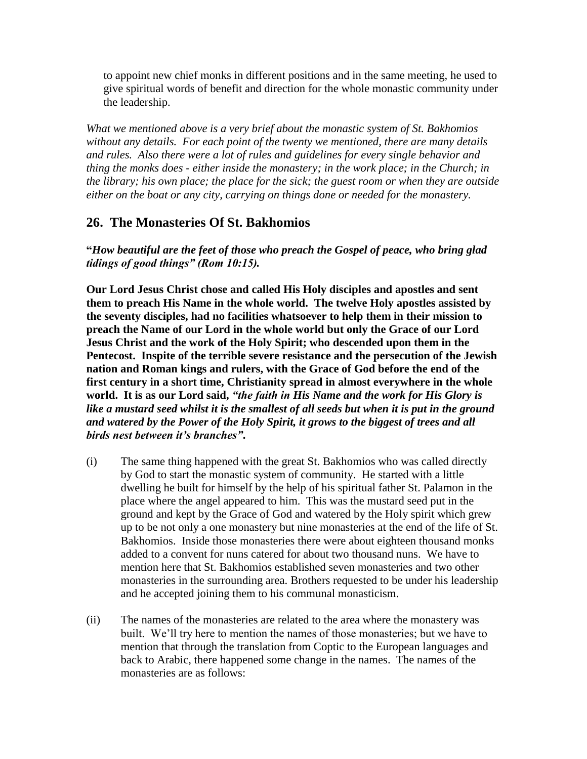to appoint new chief monks in different positions and in the same meeting, he used to give spiritual words of benefit and direction for the whole monastic community under the leadership.

*What we mentioned above is a very brief about the monastic system of St. Bakhomios without any details. For each point of the twenty we mentioned, there are many details and rules. Also there were a lot of rules and guidelines for every single behavior and thing the monks does - either inside the monastery; in the work place; in the Church; in the library; his own place; the place for the sick; the guest room or when they are outside either on the boat or any city, carrying on things done or needed for the monastery.*

## 26. The Monasteries Of St. Bakhomios

**"*How beautiful are the feet of those who preach the Gospel of peace, who bring glad tidings of good things" (Rom 10:15).***

**Our Lord Jesus Christ chose and called His Holy disciples and apostles and sent them to preach His Name in the whole world. The twelve Holy apostles assisted by the seventy disciples, had no facilities whatsoever to help them in their mission to preach the Name of our Lord in the whole world but only the Grace of our Lord Jesus Christ and the work of the Holy Spirit; who descended upon them in the Pentecost. Inspite of the terrible severe resistance and the persecution of the Jewish nation and Roman kings and rulers, with the Grace of God before the end of the first century in a short time, Christianity spread in almost everywhere in the whole world. It is as our Lord said, *"the faith in His Name and the work for His Glory is like a mustard seed whilst it is the smallest of all seeds but when it is put in the ground and watered by the Power of the Holy Spirit, it grows to the biggest of trees and all birds nest between it's branches".***

(i) The same thing happened with the great St. Bakhomios who was called directly by God to start the monastic system of community. He started with a little dwelling he built for himself by the help of his spiritual father St. Palamon in the place where the angel appeared to him. This was the mustard seed put in the ground and kept by the Grace of God and watered by the Holy spirit which grew up to be not only a one monastery but nine monasteries at the end of the life of St. Bakhomios. Inside those monasteries there were about eighteen thousand monks added to a convent for nuns catered for about two thousand nuns. We have to mention here that St. Bakhomios established seven monasteries and two other monasteries in the surrounding area. Brothers requested to be under his leadership and he accepted joining them to his communal monasticism.

(ii) The names of the monasteries are related to the area where the monastery was built. We'll try here to mention the names of those monasteries; but we have to mention that through the translation from Coptic to the European languages and back to Arabic, there happened some change in the names. The names of the monasteries are as follows: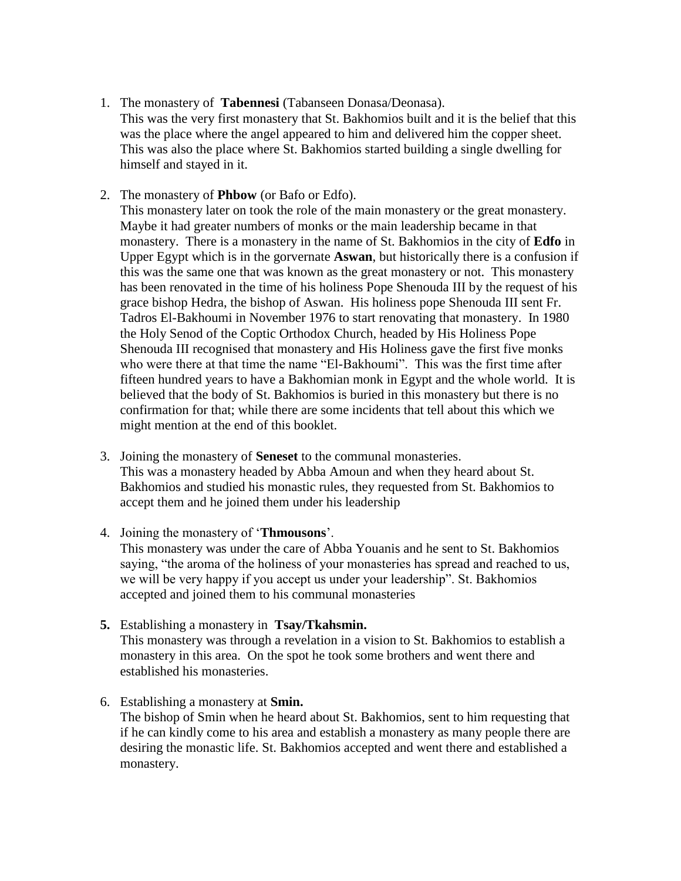1. The monastery of **Tabennesi** (Tabanseen Donasa/Deonasa).
   This was the very first monastery that St. Bakhomios built and it is the belief that this was the place where the angel appeared to him and delivered him the copper sheet. This was also the place where St. Bakhomios started building a single dwelling for himself and stayed in it.

2. The monastery of **Phbow** (or Bafo or Edfo).
   This monastery later on took the role of the main monastery or the great monastery. Maybe it had greater numbers of monks or the main leadership became in that monastery. There is a monastery in the name of St. Bakhomios in the city of **Edfo** in Upper Egypt which is in the gorvernate **Aswan**, but historically there is a confusion if this was the same one that was known as the great monastery or not. This monastery has been renovated in the time of his holiness Pope Shenouda III by the request of his grace bishop Hedra, the bishop of Aswan. His holiness pope Shenouda III sent Fr. Tadros El-Bakhoumi in November 1976 to start renovating that monastery. In 1980 the Holy Senod of the Coptic Orthodox Church, headed by His Holiness Pope Shenouda III recognised that monastery and His Holiness gave the first five monks who were there at that time the name "El-Bakhoumi". This was the first time after fifteen hundred years to have a Bakhomian monk in Egypt and the whole world. It is believed that the body of St. Bakhomios is buried in this monastery but there is no confirmation for that; while there are some incidents that tell about this which we might mention at the end of this booklet.

3. Joining the monastery of **Seneset** to the communal monasteries.
   This was a monastery headed by Abba Amoun and when they heard about St. Bakhomios and studied his monastic rules, they requested from St. Bakhomios to accept them and he joined them under his leadership

4. Joining the monastery of '**Thmousons**'.
   This monastery was under the care of Abba Youanis and he sent to St. Bakhomios saying, "the aroma of the holiness of your monasteries has spread and reached to us, we will be very happy if you accept us under your leadership". St. Bakhomios accepted and joined them to his communal monasteries

5. Establishing a monastery in **Tsay/Tkahsmin.**
   This monastery was through a revelation in a vision to St. Bakhomios to establish a monastery in this area. On the spot he took some brothers and went there and established his monasteries.

6. Establishing a monastery at **Smin.**
   The bishop of Smin when he heard about St. Bakhomios, sent to him requesting that if he can kindly come to his area and establish a monastery as many people there are desiring the monastic life. St. Bakhomios accepted and went there and established a monastery.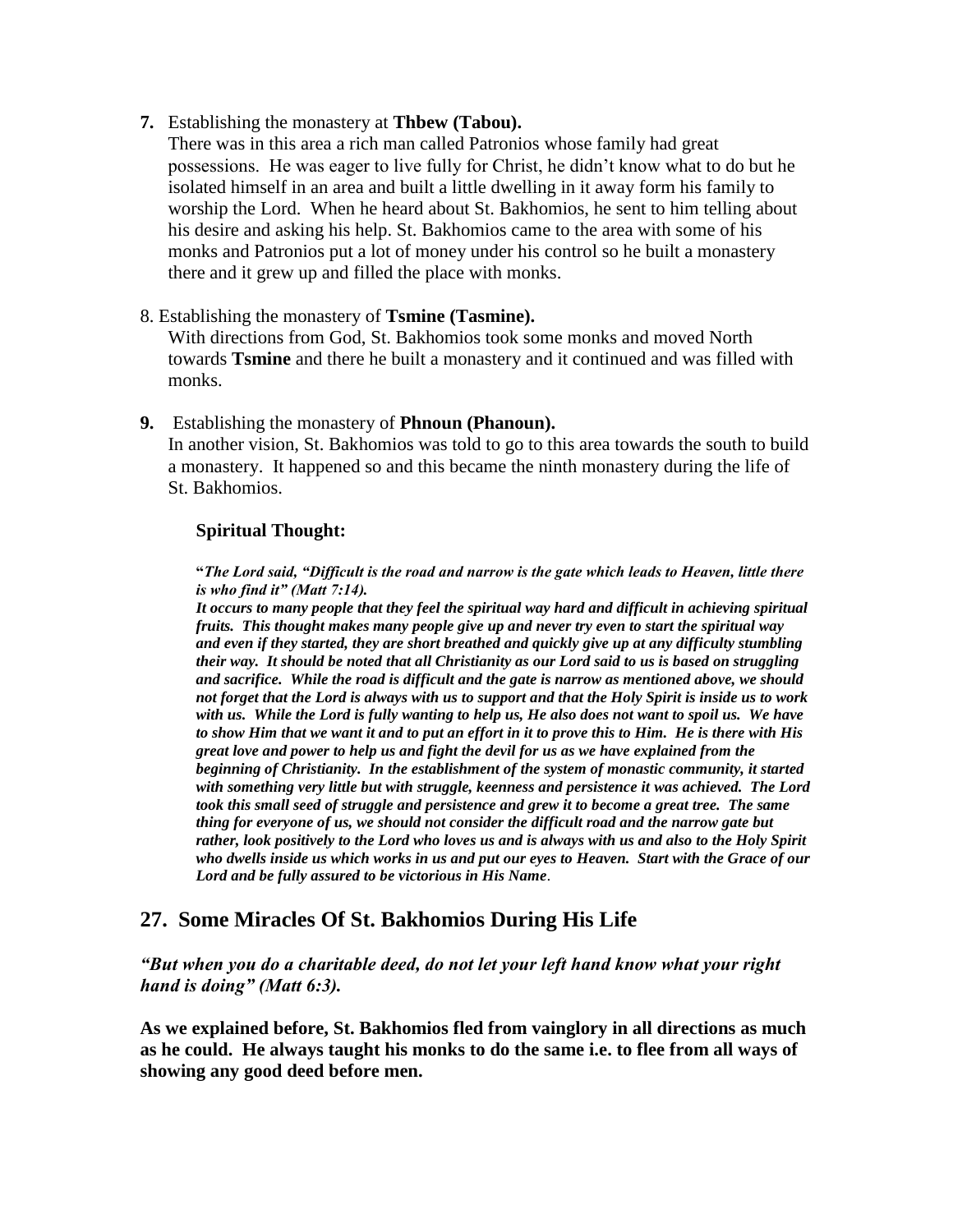**7.** Establishing the monastery at **Thbew (Tabou).**

There was in this area a rich man called Patronios whose family had great possessions. He was eager to live fully for Christ, he didn't know what to do but he isolated himself in an area and built a little dwelling in it away form his family to worship the Lord. When he heard about St. Bakhomios, he sent to him telling about his desire and asking his help. St. Bakhomios came to the area with some of his monks and Patronios put a lot of money under his control so he built a monastery there and it grew up and filled the place with monks.

8. Establishing the monastery of **Tsmine (Tasmine).**

With directions from God, St. Bakhomios took some monks and moved North towards **Tsmine** and there he built a monastery and it continued and was filled with monks.

**9.** Establishing the monastery of **Phnoun (Phanoun).**

In another vision, St. Bakhomios was told to go to this area towards the south to build a monastery. It happened so and this became the ninth monastery during the life of St. Bakhomios.

**Spiritual Thought:**

**"*The Lord said, "Difficult is the road and narrow is the gate which leads to Heaven, little there is who find it" (Matt 7:14).***

***It occurs to many people that they feel the spiritual way hard and difficult in achieving spiritual fruits. This thought makes many people give up and never try even to start the spiritual way and even if they started, they are short breathed and quickly give up at any difficulty stumbling their way. It should be noted that all Christianity as our Lord said to us is based on struggling and sacrifice. While the road is difficult and the gate is narrow as mentioned above, we should not forget that the Lord is always with us to support and that the Holy Spirit is inside us to work with us. While the Lord is fully wanting to help us, He also does not want to spoil us. We have to show Him that we want it and to put an effort in it to prove this to Him. He is there with His great love and power to help us and fight the devil for us as we have explained from the beginning of Christianity. In the establishment of the system of monastic community, it started with something very little but with struggle, keenness and persistence it was achieved. The Lord took this small seed of struggle and persistence and grew it to become a great tree. The same thing for everyone of us, we should not consider the difficult road and the narrow gate but rather, look positively to the Lord who loves us and is always with us and also to the Holy Spirit who dwells inside us which works in us and put our eyes to Heaven. Start with the Grace of our Lord and be fully assured to be victorious in His Name***.

## 27. Some Miracles Of St. Bakhomios During His Life

***"But when you do a charitable deed, do not let your left hand know what your right hand is doing" (Matt 6:3).***

**As we explained before, St. Bakhomios fled from vainglory in all directions as much as he could. He always taught his monks to do the same i.e. to flee from all ways of showing any good deed before men.**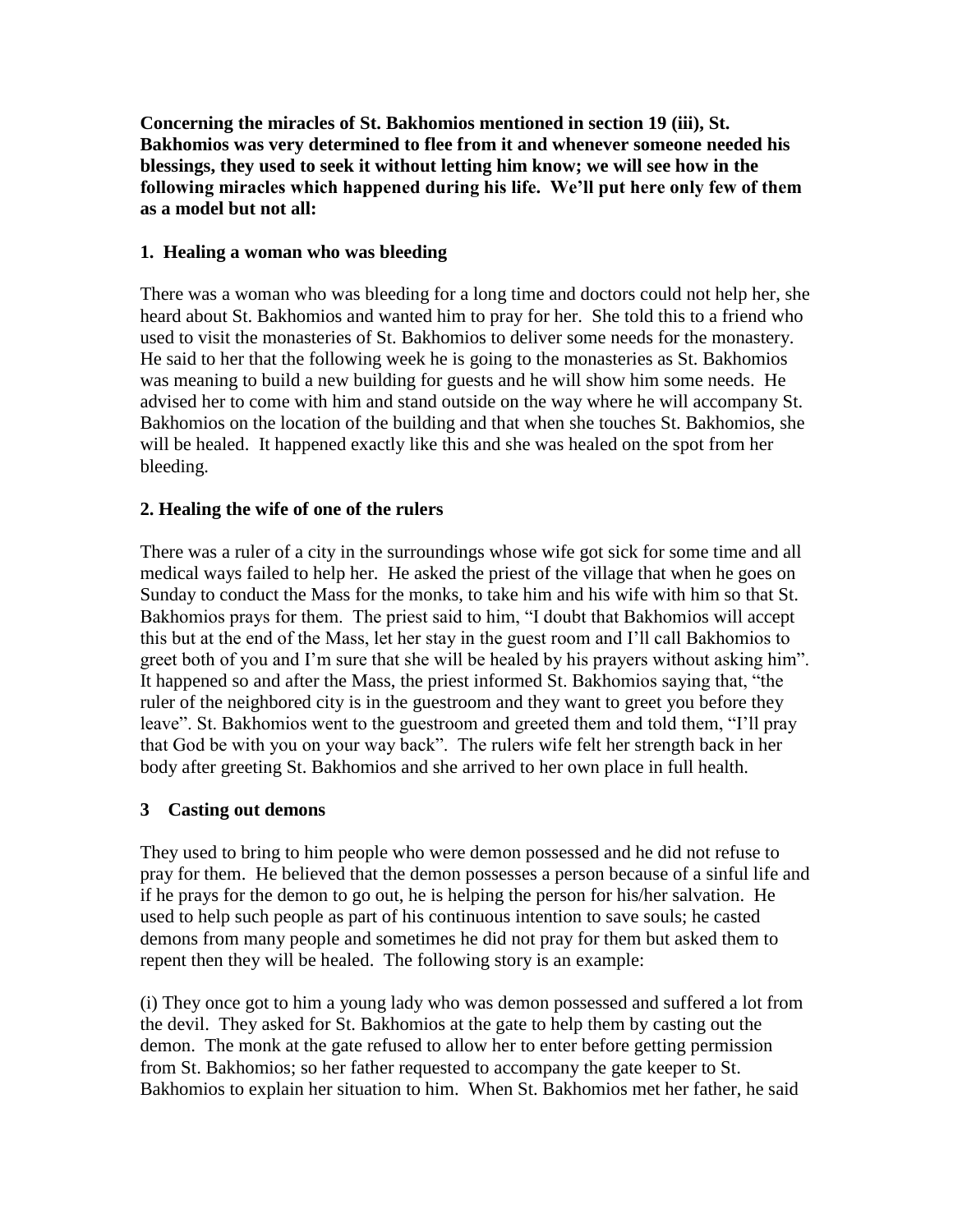**Concerning the miracles of St. Bakhomios mentioned in section 19 (iii), St. Bakhomios was very determined to flee from it and whenever someone needed his blessings, they used to seek it without letting him know; we will see how in the following miracles which happened during his life. We'll put here only few of them as a model but not all:**

**1. Healing a woman who was bleeding**

There was a woman who was bleeding for a long time and doctors could not help her, she heard about St. Bakhomios and wanted him to pray for her. She told this to a friend who used to visit the monasteries of St. Bakhomios to deliver some needs for the monastery. He said to her that the following week he is going to the monasteries as St. Bakhomios was meaning to build a new building for guests and he will show him some needs. He advised her to come with him and stand outside on the way where he will accompany St. Bakhomios on the location of the building and that when she touches St. Bakhomios, she will be healed. It happened exactly like this and she was healed on the spot from her bleeding.

**2. Healing the wife of one of the rulers**

There was a ruler of a city in the surroundings whose wife got sick for some time and all medical ways failed to help her. He asked the priest of the village that when he goes on Sunday to conduct the Mass for the monks, to take him and his wife with him so that St. Bakhomios prays for them. The priest said to him, "I doubt that Bakhomios will accept this but at the end of the Mass, let her stay in the guest room and I'll call Bakhomios to greet both of you and I'm sure that she will be healed by his prayers without asking him". It happened so and after the Mass, the priest informed St. Bakhomios saying that, "the ruler of the neighbored city is in the guestroom and they want to greet you before they leave". St. Bakhomios went to the guestroom and greeted them and told them, "I'll pray that God be with you on your way back". The rulers wife felt her strength back in her body after greeting St. Bakhomios and she arrived to her own place in full health.

**3 Casting out demons**

They used to bring to him people who were demon possessed and he did not refuse to pray for them. He believed that the demon possesses a person because of a sinful life and if he prays for the demon to go out, he is helping the person for his/her salvation. He used to help such people as part of his continuous intention to save souls; he casted demons from many people and sometimes he did not pray for them but asked them to repent then they will be healed. The following story is an example:

(i) They once got to him a young lady who was demon possessed and suffered a lot from the devil. They asked for St. Bakhomios at the gate to help them by casting out the demon. The monk at the gate refused to allow her to enter before getting permission from St. Bakhomios; so her father requested to accompany the gate keeper to St. Bakhomios to explain her situation to him. When St. Bakhomios met her father, he said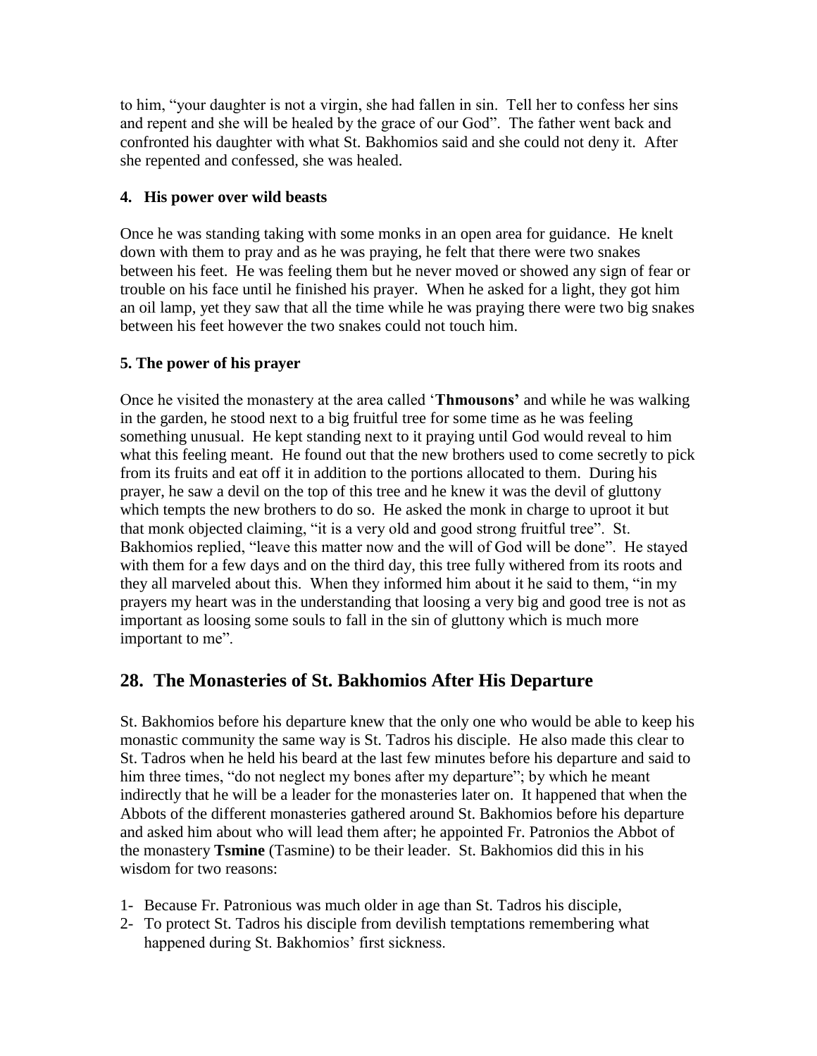to him, "your daughter is not a virgin, she had fallen in sin. Tell her to confess her sins and repent and she will be healed by the grace of our God". The father went back and confronted his daughter with what St. Bakhomios said and she could not deny it. After she repented and confessed, she was healed.

**4. His power over wild beasts**

Once he was standing taking with some monks in an open area for guidance. He knelt down with them to pray and as he was praying, he felt that there were two snakes between his feet. He was feeling them but he never moved or showed any sign of fear or trouble on his face until he finished his prayer. When he asked for a light, they got him an oil lamp, yet they saw that all the time while he was praying there were two big snakes between his feet however the two snakes could not touch him.

**5. The power of his prayer**

Once he visited the monastery at the area called '**Thmousons'** and while he was walking in the garden, he stood next to a big fruitful tree for some time as he was feeling something unusual. He kept standing next to it praying until God would reveal to him what this feeling meant. He found out that the new brothers used to come secretly to pick from its fruits and eat off it in addition to the portions allocated to them. During his prayer, he saw a devil on the top of this tree and he knew it was the devil of gluttony which tempts the new brothers to do so. He asked the monk in charge to uproot it but that monk objected claiming, "it is a very old and good strong fruitful tree". St. Bakhomios replied, "leave this matter now and the will of God will be done". He stayed with them for a few days and on the third day, this tree fully withered from its roots and they all marveled about this. When they informed him about it he said to them, "in my prayers my heart was in the understanding that loosing a very big and good tree is not as important as loosing some souls to fall in the sin of gluttony which is much more important to me".

## 28. The Monasteries of St. Bakhomios After His Departure

St. Bakhomios before his departure knew that the only one who would be able to keep his monastic community the same way is St. Tadros his disciple. He also made this clear to St. Tadros when he held his beard at the last few minutes before his departure and said to him three times, "do not neglect my bones after my departure"; by which he meant indirectly that he will be a leader for the monasteries later on. It happened that when the Abbots of the different monasteries gathered around St. Bakhomios before his departure and asked him about who will lead them after; he appointed Fr. Patronios the Abbot of the monastery **Tsmine** (Tasmine) to be their leader. St. Bakhomios did this in his wisdom for two reasons:

1- Because Fr. Patronious was much older in age than St. Tadros his disciple,
2- To protect St. Tadros his disciple from devilish temptations remembering what happened during St. Bakhomios' first sickness.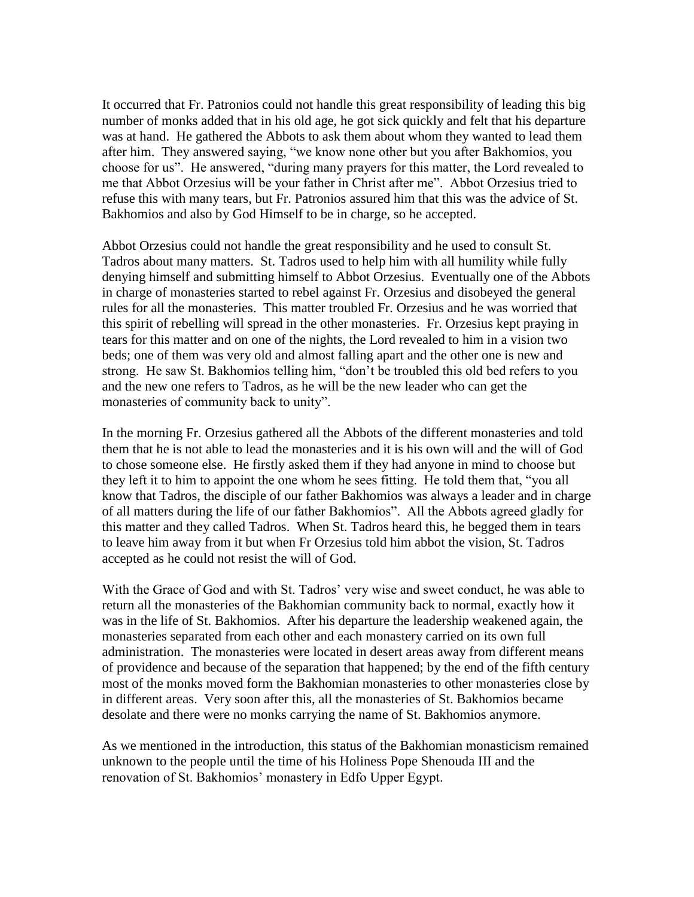It occurred that Fr. Patronios could not handle this great responsibility of leading this big number of monks added that in his old age, he got sick quickly and felt that his departure was at hand. He gathered the Abbots to ask them about whom they wanted to lead them after him. They answered saying, "we know none other but you after Bakhomios, you choose for us". He answered, "during many prayers for this matter, the Lord revealed to me that Abbot Orzesius will be your father in Christ after me". Abbot Orzesius tried to refuse this with many tears, but Fr. Patronios assured him that this was the advice of St. Bakhomios and also by God Himself to be in charge, so he accepted.

Abbot Orzesius could not handle the great responsibility and he used to consult St. Tadros about many matters. St. Tadros used to help him with all humility while fully denying himself and submitting himself to Abbot Orzesius. Eventually one of the Abbots in charge of monasteries started to rebel against Fr. Orzesius and disobeyed the general rules for all the monasteries. This matter troubled Fr. Orzesius and he was worried that this spirit of rebelling will spread in the other monasteries. Fr. Orzesius kept praying in tears for this matter and on one of the nights, the Lord revealed to him in a vision two beds; one of them was very old and almost falling apart and the other one is new and strong. He saw St. Bakhomios telling him, "don't be troubled this old bed refers to you and the new one refers to Tadros, as he will be the new leader who can get the monasteries of community back to unity".

In the morning Fr. Orzesius gathered all the Abbots of the different monasteries and told them that he is not able to lead the monasteries and it is his own will and the will of God to chose someone else. He firstly asked them if they had anyone in mind to choose but they left it to him to appoint the one whom he sees fitting. He told them that, "you all know that Tadros, the disciple of our father Bakhomios was always a leader and in charge of all matters during the life of our father Bakhomios". All the Abbots agreed gladly for this matter and they called Tadros. When St. Tadros heard this, he begged them in tears to leave him away from it but when Fr Orzesius told him abbot the vision, St. Tadros accepted as he could not resist the will of God.

With the Grace of God and with St. Tadros' very wise and sweet conduct, he was able to return all the monasteries of the Bakhomian community back to normal, exactly how it was in the life of St. Bakhomios. After his departure the leadership weakened again, the monasteries separated from each other and each monastery carried on its own full administration. The monasteries were located in desert areas away from different means of providence and because of the separation that happened; by the end of the fifth century most of the monks moved form the Bakhomian monasteries to other monasteries close by in different areas. Very soon after this, all the monasteries of St. Bakhomios became desolate and there were no monks carrying the name of St. Bakhomios anymore.

As we mentioned in the introduction, this status of the Bakhomian monasticism remained unknown to the people until the time of his Holiness Pope Shenouda III and the renovation of St. Bakhomios' monastery in Edfo Upper Egypt.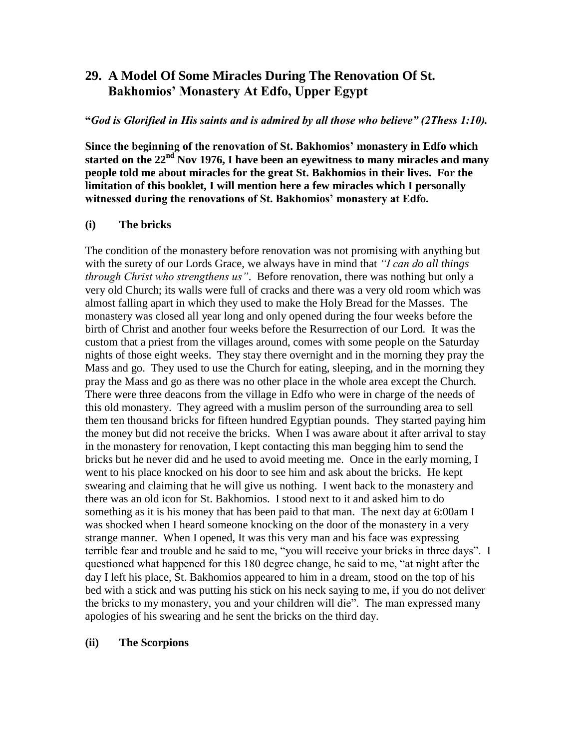## 29. A Model Of Some Miracles During The Renovation Of St. Bakhomios' Monastery At Edfo, Upper Egypt

**"*God is Glorified in His saints and is admired by all those who believe" (2Thess 1:10).***

**Since the beginning of the renovation of St. Bakhomios' monastery in Edfo which started on the 22nd Nov 1976, I have been an eyewitness to many miracles and many people told me about miracles for the great St. Bakhomios in their lives. For the limitation of this booklet, I will mention here a few miracles which I personally witnessed during the renovations of St. Bakhomios' monastery at Edfo.**

### (i) The bricks

The condition of the monastery before renovation was not promising with anything but with the surety of our Lords Grace, we always have in mind that *"I can do all things through Christ who strengthens us"*. Before renovation, there was nothing but only a very old Church; its walls were full of cracks and there was a very old room which was almost falling apart in which they used to make the Holy Bread for the Masses. The monastery was closed all year long and only opened during the four weeks before the birth of Christ and another four weeks before the Resurrection of our Lord. It was the custom that a priest from the villages around, comes with some people on the Saturday nights of those eight weeks. They stay there overnight and in the morning they pray the Mass and go. They used to use the Church for eating, sleeping, and in the morning they pray the Mass and go as there was no other place in the whole area except the Church. There were three deacons from the village in Edfo who were in charge of the needs of this old monastery. They agreed with a muslim person of the surrounding area to sell them ten thousand bricks for fifteen hundred Egyptian pounds. They started paying him the money but did not receive the bricks. When I was aware about it after arrival to stay in the monastery for renovation, I kept contacting this man begging him to send the bricks but he never did and he used to avoid meeting me. Once in the early morning, I went to his place knocked on his door to see him and ask about the bricks. He kept swearing and claiming that he will give us nothing. I went back to the monastery and there was an old icon for St. Bakhomios. I stood next to it and asked him to do something as it is his money that has been paid to that man. The next day at 6:00am I was shocked when I heard someone knocking on the door of the monastery in a very strange manner. When I opened, It was this very man and his face was expressing terrible fear and trouble and he said to me, "you will receive your bricks in three days". I questioned what happened for this 180 degree change, he said to me, "at night after the day I left his place, St. Bakhomios appeared to him in a dream, stood on the top of his bed with a stick and was putting his stick on his neck saying to me, if you do not deliver the bricks to my monastery, you and your children will die". The man expressed many apologies of his swearing and he sent the bricks on the third day.

### (ii) The Scorpions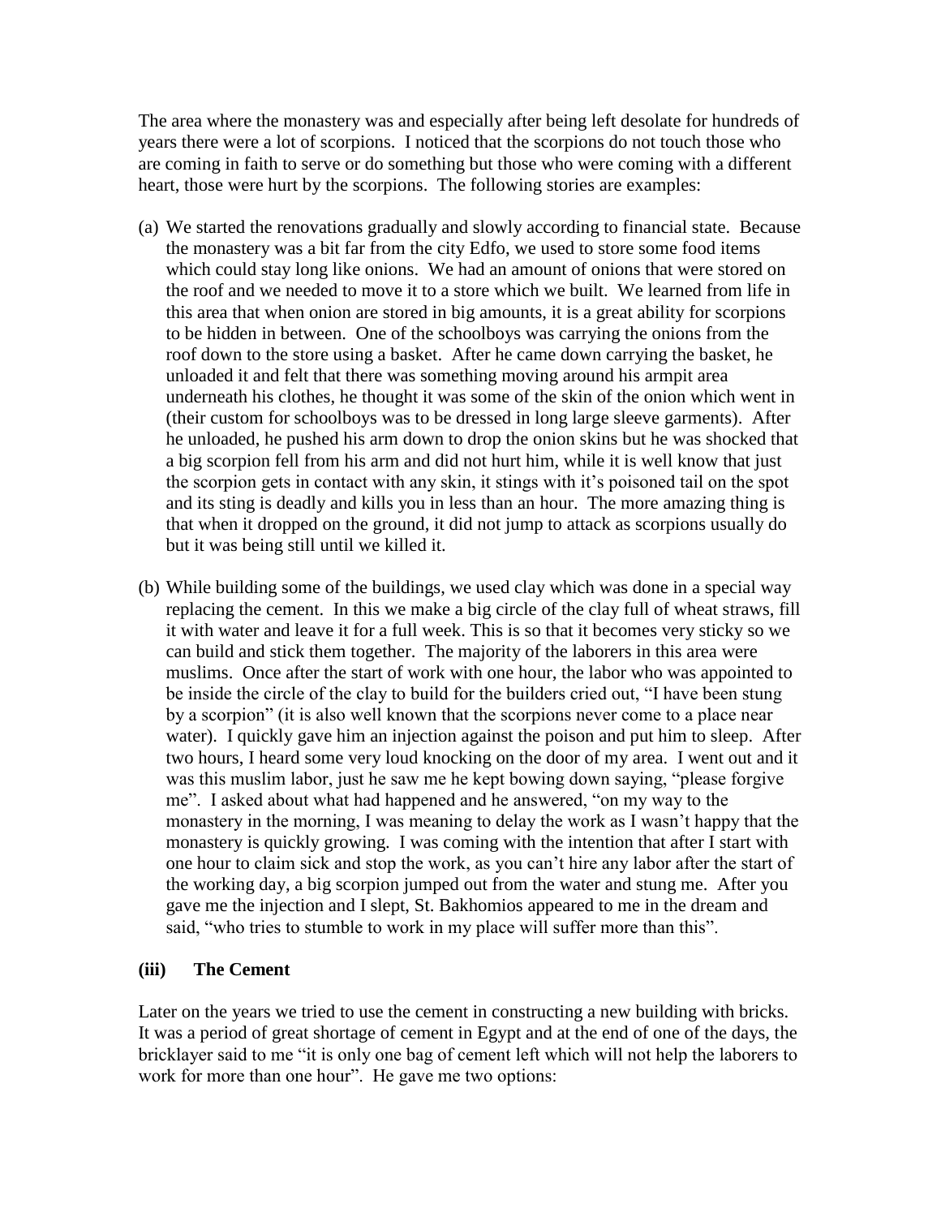The area where the monastery was and especially after being left desolate for hundreds of years there were a lot of scorpions. I noticed that the scorpions do not touch those who are coming in faith to serve or do something but those who were coming with a different heart, those were hurt by the scorpions. The following stories are examples:

(a) We started the renovations gradually and slowly according to financial state. Because the monastery was a bit far from the city Edfo, we used to store some food items which could stay long like onions. We had an amount of onions that were stored on the roof and we needed to move it to a store which we built. We learned from life in this area that when onion are stored in big amounts, it is a great ability for scorpions to be hidden in between. One of the schoolboys was carrying the onions from the roof down to the store using a basket. After he came down carrying the basket, he unloaded it and felt that there was something moving around his armpit area underneath his clothes, he thought it was some of the skin of the onion which went in (their custom for schoolboys was to be dressed in long large sleeve garments). After he unloaded, he pushed his arm down to drop the onion skins but he was shocked that a big scorpion fell from his arm and did not hurt him, while it is well know that just the scorpion gets in contact with any skin, it stings with it's poisoned tail on the spot and its sting is deadly and kills you in less than an hour. The more amazing thing is that when it dropped on the ground, it did not jump to attack as scorpions usually do but it was being still until we killed it.

(b) While building some of the buildings, we used clay which was done in a special way replacing the cement. In this we make a big circle of the clay full of wheat straws, fill it with water and leave it for a full week. This is so that it becomes very sticky so we can build and stick them together. The majority of the laborers in this area were muslims. Once after the start of work with one hour, the labor who was appointed to be inside the circle of the clay to build for the builders cried out, "I have been stung by a scorpion" (it is also well known that the scorpions never come to a place near water). I quickly gave him an injection against the poison and put him to sleep. After two hours, I heard some very loud knocking on the door of my area. I went out and it was this muslim labor, just he saw me he kept bowing down saying, "please forgive me". I asked about what had happened and he answered, "on my way to the monastery in the morning, I was meaning to delay the work as I wasn't happy that the monastery is quickly growing. I was coming with the intention that after I start with one hour to claim sick and stop the work, as you can't hire any labor after the start of the working day, a big scorpion jumped out from the water and stung me. After you gave me the injection and I slept, St. Bakhomios appeared to me in the dream and said, "who tries to stumble to work in my place will suffer more than this".

### (iii) The Cement

Later on the years we tried to use the cement in constructing a new building with bricks. It was a period of great shortage of cement in Egypt and at the end of one of the days, the bricklayer said to me "it is only one bag of cement left which will not help the laborers to work for more than one hour". He gave me two options: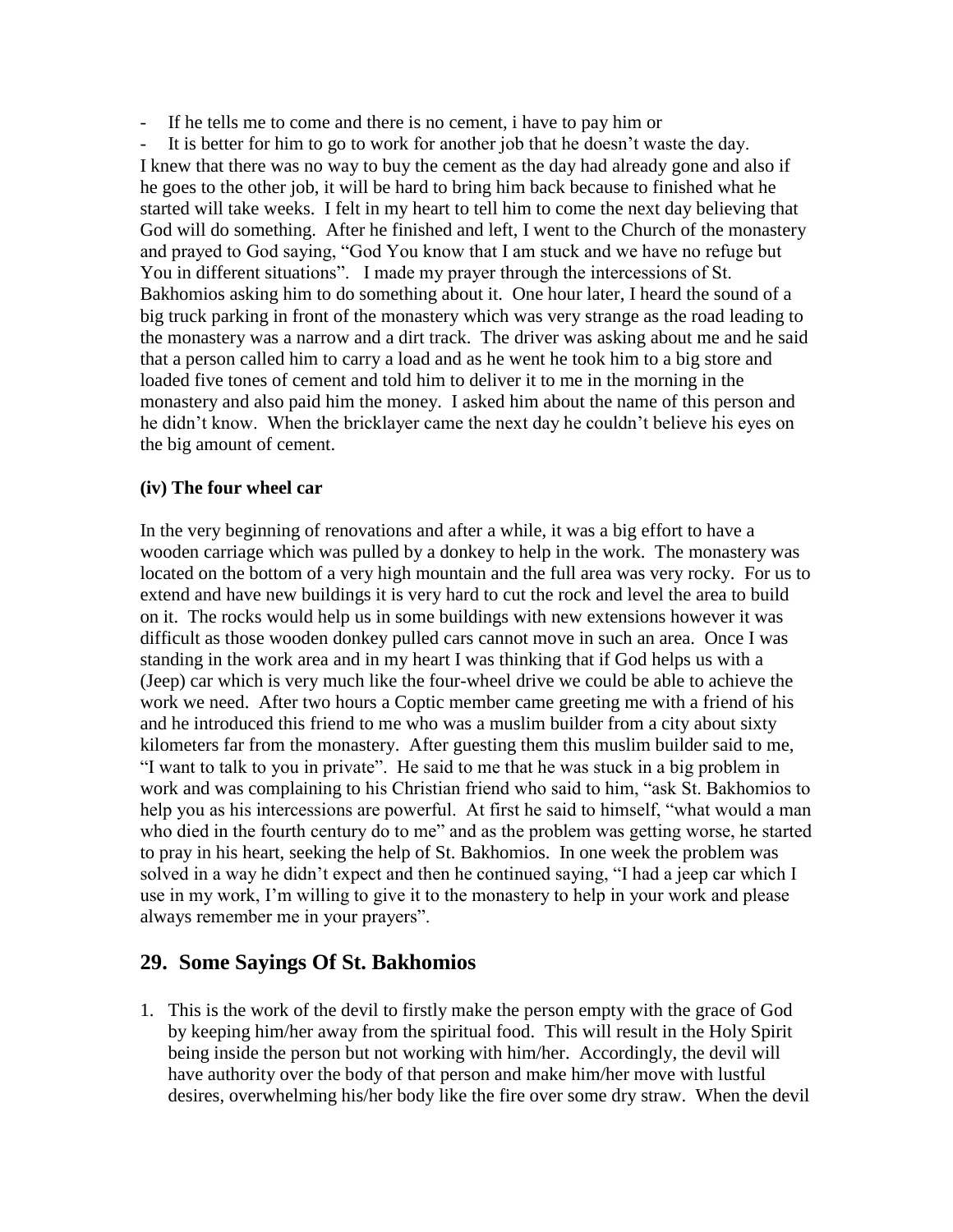- If he tells me to come and there is no cement, i have to pay him or
- It is better for him to go to work for another job that he doesn't waste the day.

I knew that there was no way to buy the cement as the day had already gone and also if he goes to the other job, it will be hard to bring him back because to finished what he started will take weeks. I felt in my heart to tell him to come the next day believing that God will do something. After he finished and left, I went to the Church of the monastery and prayed to God saying, "God You know that I am stuck and we have no refuge but You in different situations". I made my prayer through the intercessions of St. Bakhomios asking him to do something about it. One hour later, I heard the sound of a big truck parking in front of the monastery which was very strange as the road leading to the monastery was a narrow and a dirt track. The driver was asking about me and he said that a person called him to carry a load and as he went he took him to a big store and loaded five tones of cement and told him to deliver it to me in the morning in the monastery and also paid him the money. I asked him about the name of this person and he didn't know. When the bricklayer came the next day he couldn't believe his eyes on the big amount of cement.

### (iv) The four wheel car

In the very beginning of renovations and after a while, it was a big effort to have a wooden carriage which was pulled by a donkey to help in the work. The monastery was located on the bottom of a very high mountain and the full area was very rocky. For us to extend and have new buildings it is very hard to cut the rock and level the area to build on it. The rocks would help us in some buildings with new extensions however it was difficult as those wooden donkey pulled cars cannot move in such an area. Once I was standing in the work area and in my heart I was thinking that if God helps us with a (Jeep) car which is very much like the four-wheel drive we could be able to achieve the work we need. After two hours a Coptic member came greeting me with a friend of his and he introduced this friend to me who was a muslim builder from a city about sixty kilometers far from the monastery. After guesting them this muslim builder said to me, "I want to talk to you in private". He said to me that he was stuck in a big problem in work and was complaining to his Christian friend who said to him, "ask St. Bakhomios to help you as his intercessions are powerful. At first he said to himself, "what would a man who died in the fourth century do to me" and as the problem was getting worse, he started to pray in his heart, seeking the help of St. Bakhomios. In one week the problem was solved in a way he didn't expect and then he continued saying, "I had a jeep car which I use in my work, I'm willing to give it to the monastery to help in your work and please always remember me in your prayers".

## 29. Some Sayings Of St. Bakhomios

1. This is the work of the devil to firstly make the person empty with the grace of God by keeping him/her away from the spiritual food. This will result in the Holy Spirit being inside the person but not working with him/her. Accordingly, the devil will have authority over the body of that person and make him/her move with lustful desires, overwhelming his/her body like the fire over some dry straw. When the devil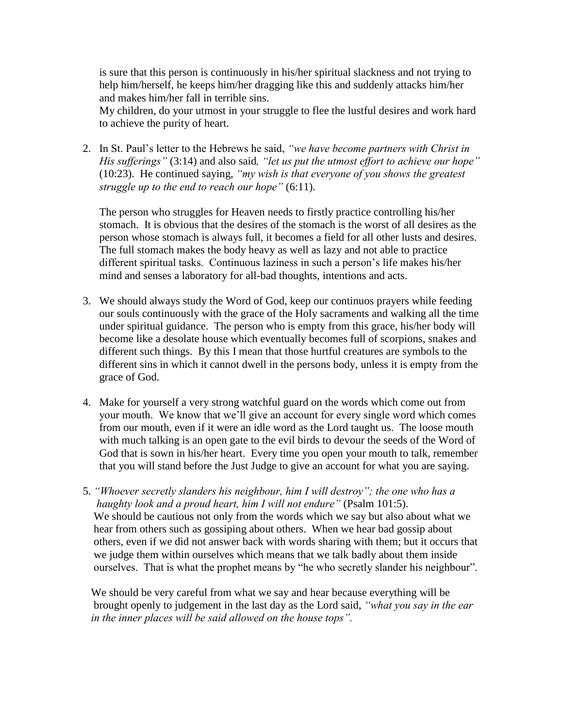is sure that this person is continuously in his/her spiritual slackness and not trying to help him/herself, he keeps him/her dragging like this and suddenly attacks him/her and makes him/her fall in terrible sins.
My children, do your utmost in your struggle to flee the lustful desires and work hard to achieve the purity of heart.

2. In St. Paul's letter to the Hebrews he said, *"we have become partners with Christ in His sufferings"* (3:14) and also said*, "let us put the utmost effort to achieve our hope"* (10:23). He continued saying, *"my wish is that everyone of you shows the greatest struggle up to the end to reach our hope"* (6:11).

   The person who struggles for Heaven needs to firstly practice controlling his/her stomach. It is obvious that the desires of the stomach is the worst of all desires as the person whose stomach is always full, it becomes a field for all other lusts and desires. The full stomach makes the body heavy as well as lazy and not able to practice different spiritual tasks. Continuous laziness in such a person's life makes his/her mind and senses a laboratory for all-bad thoughts, intentions and acts.

3. We should always study the Word of God, keep our continuos prayers while feeding our souls continuously with the grace of the Holy sacraments and walking all the time under spiritual guidance. The person who is empty from this grace, his/her body will become like a desolate house which eventually becomes full of scorpions, snakes and different such things. By this I mean that those hurtful creatures are symbols to the different sins in which it cannot dwell in the persons body, unless it is empty from the grace of God.

4. Make for yourself a very strong watchful guard on the words which come out from your mouth. We know that we'll give an account for every single word which comes from our mouth, even if it were an idle word as the Lord taught us. The loose mouth with much talking is an open gate to the evil birds to devour the seeds of the Word of God that is sown in his/her heart. Every time you open your mouth to talk, remember that you will stand before the Just Judge to give an account for what you are saying.

5. *"Whoever secretly slanders his neighbour, him I will destroy"; the one who has a haughty look and a proud heart, him I will not endure"* (Psalm 101:5).
   We should be cautious not only from the words which we say but also about what we hear from others such as gossiping about others. When we hear bad gossip about others, even if we did not answer back with words sharing with them; but it occurs that we judge them within ourselves which means that we talk badly about them inside ourselves. That is what the prophet means by "he who secretly slander his neighbour".

   We should be very careful from what we say and hear because everything will be brought openly to judgement in the last day as the Lord said, *"what you say in the ear in the inner places will be said allowed on the house tops".*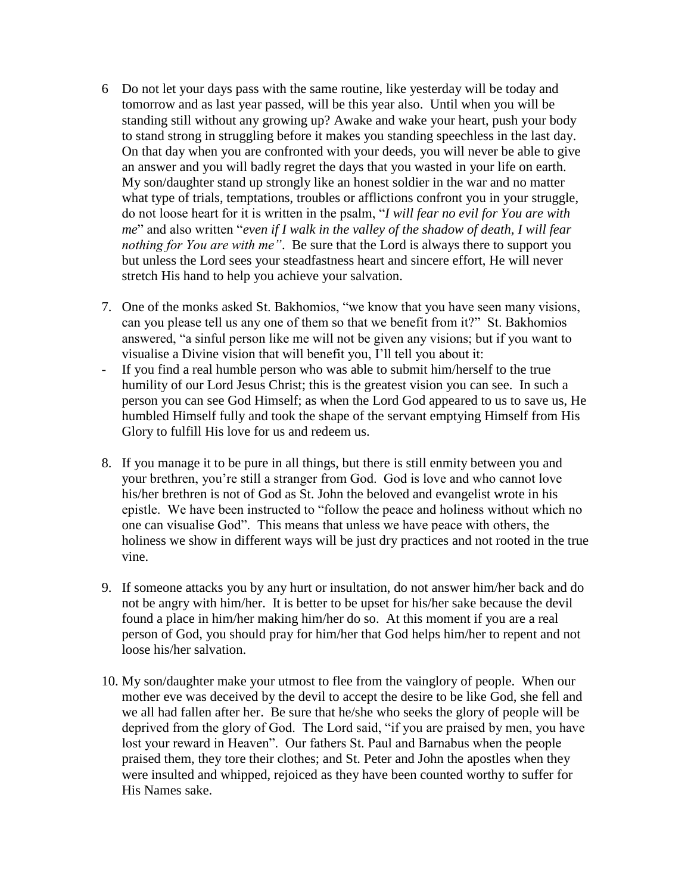6 Do not let your days pass with the same routine, like yesterday will be today and tomorrow and as last year passed, will be this year also. Until when you will be standing still without any growing up? Awake and wake your heart, push your body to stand strong in struggling before it makes you standing speechless in the last day. On that day when you are confronted with your deeds, you will never be able to give an answer and you will badly regret the days that you wasted in your life on earth. My son/daughter stand up strongly like an honest soldier in the war and no matter what type of trials, temptations, troubles or afflictions confront you in your struggle, do not loose heart for it is written in the psalm, "*I will fear no evil for You are with me*" and also written "*even if I walk in the valley of the shadow of death, I will fear nothing for You are with me".* Be sure that the Lord is always there to support you but unless the Lord sees your steadfastness heart and sincere effort, He will never stretch His hand to help you achieve your salvation.

7. One of the monks asked St. Bakhomios, "we know that you have seen many visions, can you please tell us any one of them so that we benefit from it?" St. Bakhomios answered, "a sinful person like me will not be given any visions; but if you want to visualise a Divine vision that will benefit you, I'll tell you about it:

- If you find a real humble person who was able to submit him/herself to the true humility of our Lord Jesus Christ; this is the greatest vision you can see. In such a person you can see God Himself; as when the Lord God appeared to us to save us, He humbled Himself fully and took the shape of the servant emptying Himself from His Glory to fulfill His love for us and redeem us.

8. If you manage it to be pure in all things, but there is still enmity between you and your brethren, you're still a stranger from God. God is love and who cannot love his/her brethren is not of God as St. John the beloved and evangelist wrote in his epistle. We have been instructed to "follow the peace and holiness without which no one can visualise God". This means that unless we have peace with others, the holiness we show in different ways will be just dry practices and not rooted in the true vine.

9. If someone attacks you by any hurt or insultation, do not answer him/her back and do not be angry with him/her. It is better to be upset for his/her sake because the devil found a place in him/her making him/her do so. At this moment if you are a real person of God, you should pray for him/her that God helps him/her to repent and not loose his/her salvation.

10. My son/daughter make your utmost to flee from the vainglory of people. When our mother eve was deceived by the devil to accept the desire to be like God, she fell and we all had fallen after her. Be sure that he/she who seeks the glory of people will be deprived from the glory of God. The Lord said, "if you are praised by men, you have lost your reward in Heaven". Our fathers St. Paul and Barnabus when the people praised them, they tore their clothes; and St. Peter and John the apostles when they were insulted and whipped, rejoiced as they have been counted worthy to suffer for His Names sake.